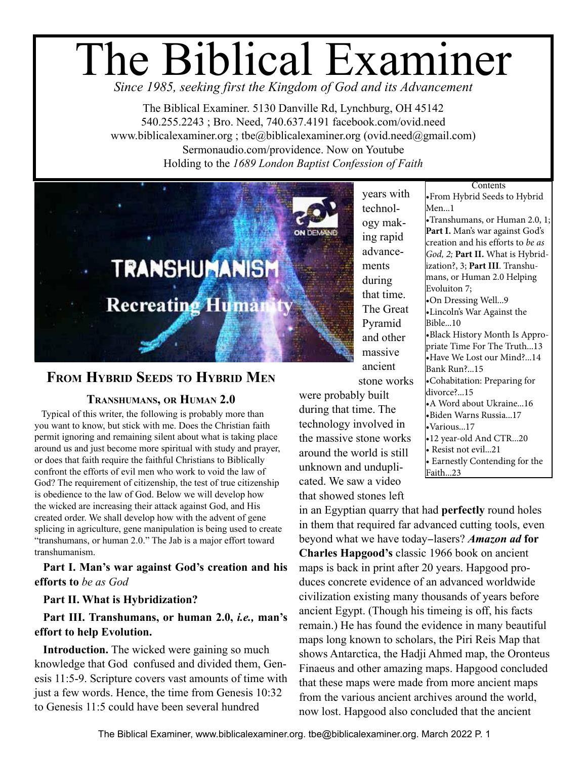# The Biblical Examiner

*Since 1985, seeking first the Kingdom of God and its Advancement*

The Biblical Examiner. 5130 Danville Rd, Lynchburg, OH 45142
540.255.2243 ; Bro. Need, 740.637.4191 facebook.com/ovid.need
www.biblicalexaminer.org ; tbe@biblicalexaminer.org (ovid.need@gmail.com)
Sermonaudio.com/providence. Now on Youtube
Holding to the *1689 London Baptist Confession of Faith*

Contents

- From Hybrid Seeds to Hybrid Men...1
- Transhumans, or Human 2.0, 1; **Part I.** Man's war against God's creation and his efforts to *be as God, 2;* **Part II.** What is Hybridization?, 3; **Part III**. Transhumans, or Human 2.0 Helping Evoluiton 7;
- On Dressing Well...9
- Lincoln's War Against the Bible...10
- Black History Month Is Appropriate Time For The Truth...13
- Have We Lost our Mind?...14
- Bank Run?...15
- Cohabitation: Preparing for divorce?...15
- A Word about Ukraine...16
- Biden Warns Russia...17
- Various...17
- 12 year-old And CTR...20
- Resist not evil...21
- Earnestly Contending for the Faith...23

## From Hybrid Seeds to Hybrid Men

### Transhumans, or Human 2.0

Typical of this writer, the following is probably more than you want to know, but stick with me. Does the Christian faith permit ignoring and remaining silent about what is taking place around us and just become more spiritual with study and prayer, or does that faith require the faithful Christians to Biblically confront the efforts of evil men who work to void the law of God? The requirement of citizenship, the test of true citizenship is obedience to the law of God. Below we will develop how the wicked are increasing their attack against God, and His created order. We shall develop how with the advent of gene splicing in agriculture, gene manipulation is being used to create "transhumans, or human 2.0." The Jab is a major effort toward transhumanism.

**Part I. Man's war against God's creation and his efforts to** *be as God*

**Part II. What is Hybridization?**

**Part III. Transhumans, or human 2.0,** ***i.e.,*** **man's effort to help Evolution.**

**Introduction.** The wicked were gaining so much knowledge that God confused and divided them, Genesis 11:5-9. Scripture covers vast amounts of time with just a few words. Hence, the time from Genesis 10:32 to Genesis 11:5 could have been several hundred years with technology making rapid advancements during that time. The Great Pyramid and other massive ancient stone works were probably built during that time. The technology involved in the massive stone works around the world is still unknown and unduplicated. We saw a video that showed stones left in an Egyptian quarry that had **perfectly** round holes in them that required far advanced cutting tools, even beyond what we have today–lasers? ***Amazon ad*** **for Charles Hapgood's** classic 1966 book on ancient maps is back in print after 20 years. Hapgood produces concrete evidence of an advanced worldwide civilization existing many thousands of years before ancient Egypt. (Though his timeing is off, his facts remain.) He has found the evidence in many beautiful maps long known to scholars, the Piri Reis Map that shows Antarctica, the Hadji Ahmed map, the Oronteus Finaeus and other amazing maps. Hapgood concluded that these maps were made from more ancient maps from the various ancient archives around the world, now lost. Hapgood also concluded that the ancient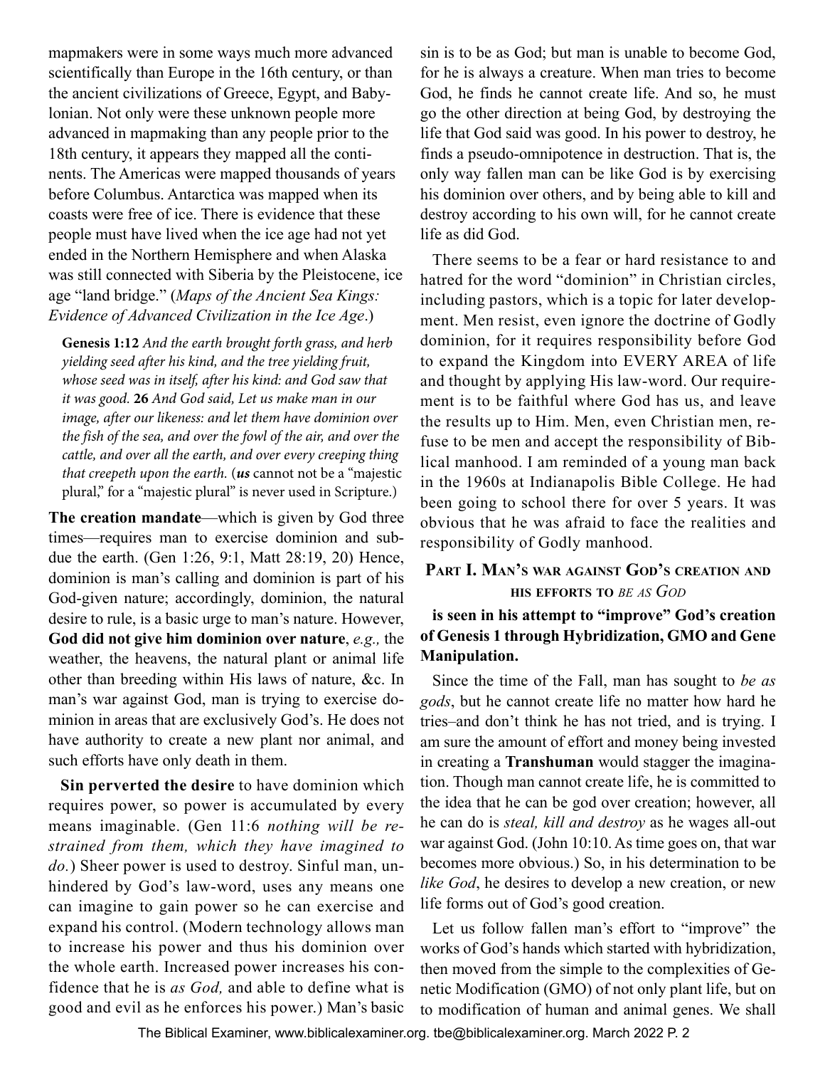mapmakers were in some ways much more advanced scientifically than Europe in the 16th century, or than the ancient civilizations of Greece, Egypt, and Babylonian. Not only were these unknown people more advanced in mapmaking than any people prior to the 18th century, it appears they mapped all the continents. The Americas were mapped thousands of years before Columbus. Antarctica was mapped when its coasts were free of ice. There is evidence that these people must have lived when the ice age had not yet ended in the Northern Hemisphere and when Alaska was still connected with Siberia by the Pleistocene, ice age "land bridge." (*Maps of the Ancient Sea Kings: Evidence of Advanced Civilization in the Ice Age*.)

> **Genesis 1:12** *And the earth brought forth grass, and herb yielding seed after his kind, and the tree yielding fruit, whose seed was in itself, after his kind: and God saw that it was good.* **26** *And God said, Let us make man in our image, after our likeness: and let them have dominion over the fish of the sea, and over the fowl of the air, and over the cattle, and over all the earth, and over every creeping thing that creepeth upon the earth.* (***us*** cannot not be a "majestic plural," for a "majestic plural" is never used in Scripture.)

**The creation mandate**—which is given by God three times—requires man to exercise dominion and subdue the earth. (Gen 1:26, 9:1, Matt 28:19, 20) Hence, dominion is man's calling and dominion is part of his God-given nature; accordingly, dominion, the natural desire to rule, is a basic urge to man's nature. However, **God did not give him dominion over nature**, *e.g.,* the weather, the heavens, the natural plant or animal life other than breeding within His laws of nature, &c. In man's war against God, man is trying to exercise dominion in areas that are exclusively God's. He does not have authority to create a new plant nor animal, and such efforts have only death in them.

**Sin perverted the desire** to have dominion which requires power, so power is accumulated by every means imaginable. (Gen 11:6 *nothing will be restrained from them, which they have imagined to do.*) Sheer power is used to destroy. Sinful man, unhindered by God's law-word, uses any means one can imagine to gain power so he can exercise and expand his control. (Modern technology allows man to increase his power and thus his dominion over the whole earth. Increased power increases his confidence that he is *as God,* and able to define what is good and evil as he enforces his power.) Man's basic sin is to be as God; but man is unable to become God, for he is always a creature. When man tries to become God, he finds he cannot create life. And so, he must go the other direction at being God, by destroying the life that God said was good. In his power to destroy, he finds a pseudo-omnipotence in destruction. That is, the only way fallen man can be like God is by exercising his dominion over others, and by being able to kill and destroy according to his own will, for he cannot create life as did God.

There seems to be a fear or hard resistance to and hatred for the word "dominion" in Christian circles, including pastors, which is a topic for later development. Men resist, even ignore the doctrine of Godly dominion, for it requires responsibility before God to expand the Kingdom into EVERY AREA of life and thought by applying His law-word. Our requirement is to be faithful where God has us, and leave the results up to Him. Men, even Christian men, refuse to be men and accept the responsibility of Biblical manhood. I am reminded of a young man back in the 1960s at Indianapolis Bible College. He had been going to school there for over 5 years. It was obvious that he was afraid to face the realities and responsibility of Godly manhood.

## Part I. Man's war against God's creation and his efforts to *be as God*

**is seen in his attempt to "improve" God's creation of Genesis 1 through Hybridization, GMO and Gene Manipulation.**

Since the time of the Fall, man has sought to *be as gods*, but he cannot create life no matter how hard he tries–and don't think he has not tried, and is trying. I am sure the amount of effort and money being invested in creating a **Transhuman** would stagger the imagination. Though man cannot create life, he is committed to the idea that he can be god over creation; however, all he can do is *steal, kill and destroy* as he wages all-out war against God. (John 10:10. As time goes on, that war becomes more obvious.) So, in his determination to be *like God*, he desires to develop a new creation, or new life forms out of God's good creation.

Let us follow fallen man's effort to "improve" the works of God's hands which started with hybridization, then moved from the simple to the complexities of Genetic Modification (GMO) of not only plant life, but on to modification of human and animal genes. We shall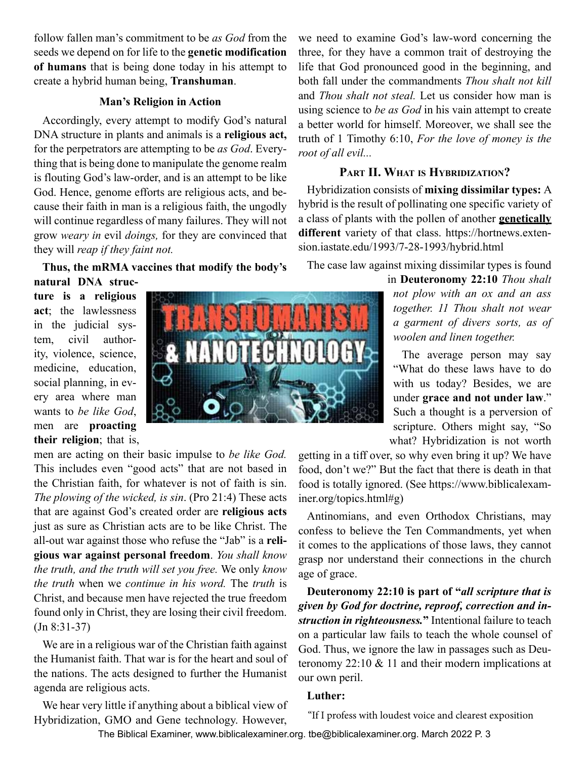follow fallen man's commitment to be *as God* from the seeds we depend on for life to the **genetic modification of humans** that is being done today in his attempt to create a hybrid human being, **Transhuman**.

### Man's Religion in Action

Accordingly, every attempt to modify God's natural DNA structure in plants and animals is a **religious act,** for the perpetrators are attempting to be *as God*. Everything that is being done to manipulate the genome realm is flouting God's law-order, and is an attempt to be like God. Hence, genome efforts are religious acts, and because their faith in man is a religious faith, the ungodly will continue regardless of many failures. They will not grow *weary in* evil *doings,* for they are convinced that they will *reap if they faint not.*

**Thus, the mRMA vaccines that modify the body's natural DNA structure is a religious act**; the lawlessness in the judicial system, civil authority, violence, science, medicine, education, social planning, in every area where man wants to *be like God*, men are **proacting their religion**; that is, men are acting on their basic impulse to *be like God.* This includes even "good acts" that are not based in the Christian faith, for whatever is not of faith is sin. *The plowing of the wicked, is sin*. (Pro 21:4) These acts that are against God's created order are **religious acts** just as sure as Christian acts are to be like Christ. The all-out war against those who refuse the "Jab" is a **religious war against personal freedom**. *You shall know the truth, and the truth will set you free.* We only *know the truth* when we *continue in his word.* The *truth* is Christ, and because men have rejected the true freedom found only in Christ, they are losing their civil freedom. (Jn 8:31-37)

We are in a religious war of the Christian faith against the Humanist faith. That war is for the heart and soul of the nations. The acts designed to further the Humanist agenda are religious acts.

We hear very little if anything about a biblical view of Hybridization, GMO and Gene technology. However, we need to examine God's law-word concerning the three, for they have a common trait of destroying the life that God pronounced good in the beginning, and both fall under the commandments *Thou shalt not kill* and *Thou shalt not steal.* Let us consider how man is using science to *be as God* in his vain attempt to create a better world for himself. Moreover, we shall see the truth of 1 Timothy 6:10, *For the love of money is the root of all evil...*

### Part II. What is Hybridization?

Hybridization consists of **mixing dissimilar types:** A hybrid is the result of pollinating one specific variety of a class of plants with the pollen of another **genetically different** variety of that class. https://hortnews.extension.iastate.edu/1993/7-28-1993/hybrid.html

The case law against mixing dissimilar types is found in **Deuteronomy 22:10** *Thou shalt not plow with an ox and an ass together. 11 Thou shalt not wear a garment of divers sorts, as of woolen and linen together.*

The average person may say "What do these laws have to do with us today? Besides, we are under **grace and not under law**." Such a thought is a perversion of scripture. Others might say, "So what? Hybridization is not worth getting in a tiff over, so why even bring it up? We have food, don't we?" But the fact that there is death in that food is totally ignored. (See https://www.biblicalexaminer.org/topics.html#g)

Antinomians, and even Orthodox Christians, may confess to believe the Ten Commandments, yet when it comes to the applications of those laws, they cannot grasp nor understand their connections in the church age of grace.

**Deuteronomy 22:10 is part of "*all scripture that is given by God for doctrine, reproof, correction and instruction in righteousness.*"** Intentional failure to teach on a particular law fails to teach the whole counsel of God. Thus, we ignore the law in passages such as Deuteronomy 22:10 & 11 and their modern implications at our own peril.

**Luther:**

"If I profess with loudest voice and clearest exposition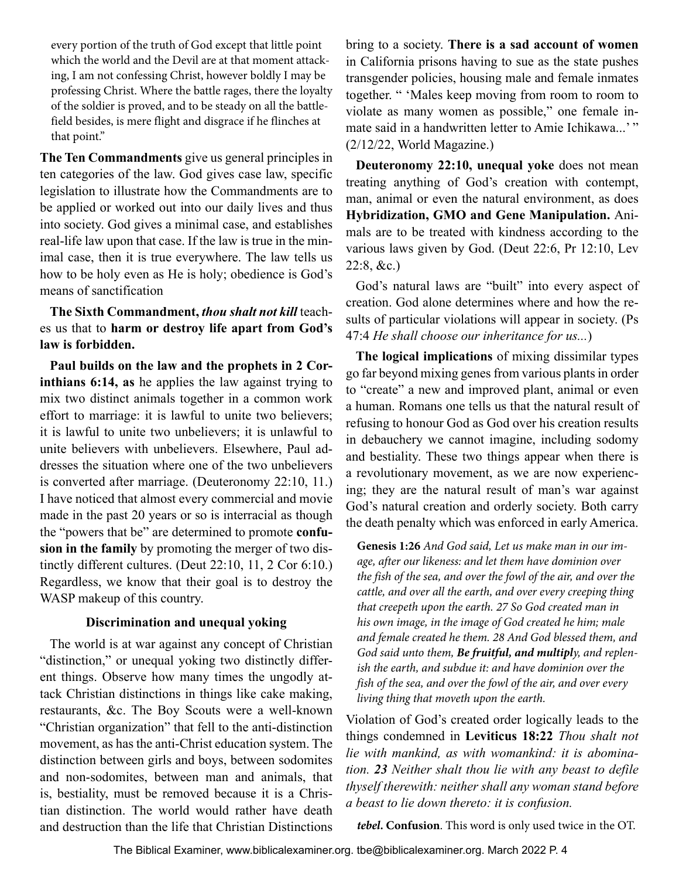every portion of the truth of God except that little point which the world and the Devil are at that moment attacking, I am not confessing Christ, however boldly I may be professing Christ. Where the battle rages, there the loyalty of the soldier is proved, and to be steady on all the battlefield besides, is mere flight and disgrace if he flinches at that point."

**The Ten Commandments** give us general principles in ten categories of the law. God gives case law, specific legislation to illustrate how the Commandments are to be applied or worked out into our daily lives and thus into society. God gives a minimal case, and establishes real-life law upon that case. If the law is true in the minimal case, then it is true everywhere. The law tells us how to be holy even as He is holy; obedience is God's means of sanctification

**The Sixth Commandment,** ***thou shalt not kill*** teaches us that to **harm or destroy life apart from God's law is forbidden.**

**Paul builds on the law and the prophets in 2 Corinthians 6:14, as** he applies the law against trying to mix two distinct animals together in a common work effort to marriage: it is lawful to unite two believers; it is lawful to unite two unbelievers; it is unlawful to unite believers with unbelievers. Elsewhere, Paul addresses the situation where one of the two unbelievers is converted after marriage. (Deuteronomy 22:10, 11.) I have noticed that almost every commercial and movie made in the past 20 years or so is interracial as though the "powers that be" are determined to promote **confusion in the family** by promoting the merger of two distinctly different cultures. (Deut 22:10, 11, 2 Cor 6:10.) Regardless, we know that their goal is to destroy the WASP makeup of this country.

### Discrimination and unequal yoking

The world is at war against any concept of Christian "distinction," or unequal yoking two distinctly different things. Observe how many times the ungodly attack Christian distinctions in things like cake making, restaurants, &c. The Boy Scouts were a well-known "Christian organization" that fell to the anti-distinction movement, as has the anti-Christ education system. The distinction between girls and boys, between sodomites and non-sodomites, between man and animals, that is, bestiality, must be removed because it is a Christian distinction. The world would rather have death and destruction than the life that Christian Distinctions bring to a society. **There is a sad account of women** in California prisons having to sue as the state pushes transgender policies, housing male and female inmates together. " 'Males keep moving from room to room to violate as many women as possible," one female inmate said in a handwritten letter to Amie Ichikawa...' " (2/12/22, World Magazine.)

**Deuteronomy 22:10, unequal yoke** does not mean treating anything of God's creation with contempt, man, animal or even the natural environment, as does **Hybridization, GMO and Gene Manipulation.** Animals are to be treated with kindness according to the various laws given by God. (Deut 22:6, Pr 12:10, Lev 22:8, &c.)

God's natural laws are "built" into every aspect of creation. God alone determines where and how the results of particular violations will appear in society. (Ps 47:4 *He shall choose our inheritance for us...*)

**The logical implications** of mixing dissimilar types go far beyond mixing genes from various plants in order to "create" a new and improved plant, animal or even a human. Romans one tells us that the natural result of refusing to honour God as God over his creation results in debauchery we cannot imagine, including sodomy and bestiality. These two things appear when there is a revolutionary movement, as we are now experiencing; they are the natural result of man's war against God's natural creation and orderly society. Both carry the death penalty which was enforced in early America.

> **Genesis 1:26** *And God said, Let us make man in our image, after our likeness: and let them have dominion over the fish of the sea, and over the fowl of the air, and over the cattle, and over all the earth, and over every creeping thing that creepeth upon the earth. 27 So God created man in his own image, in the image of God created he him; male and female created he them. 28 And God blessed them, and God said unto them,* ***Be fruitful, and multiply****, and replenish the earth, and subdue it: and have dominion over the fish of the sea, and over the fowl of the air, and over every living thing that moveth upon the earth.*

Violation of God's created order logically leads to the things condemned in **Leviticus 18:22** *Thou shalt not lie with mankind, as with womankind: it is abomination.* ***23*** *Neither shalt thou lie with any beast to defile thyself therewith: neither shall any woman stand before a beast to lie down thereto: it is confusion.*

***tebel*****. Confusion**. This word is only used twice in the OT.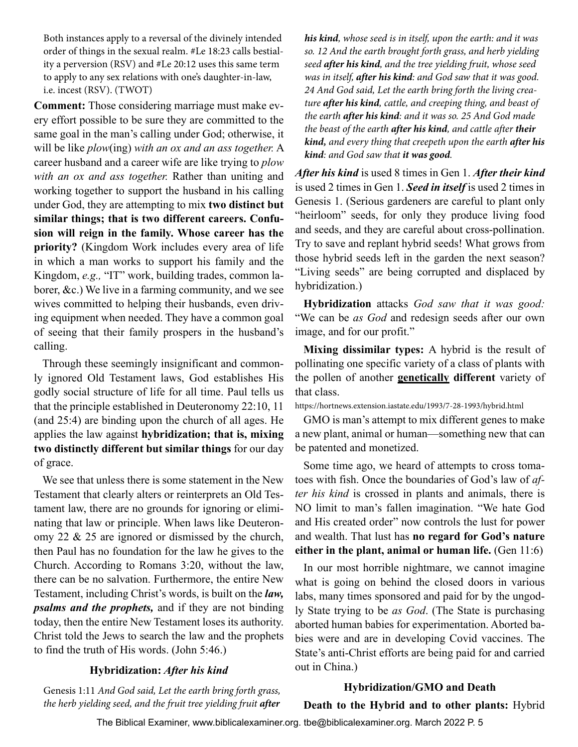Both instances apply to a reversal of the divinely intended order of things in the sexual realm. #Le 18:23 calls bestiality a perversion (RSV) and #Le 20:12 uses this same term to apply to any sex relations with one's daughter-in-law, i.e. incest (RSV). (TWOT)

**Comment:** Those considering marriage must make every effort possible to be sure they are committed to the same goal in the man's calling under God; otherwise, it will be like *plow*(ing) *with an ox and an ass together.* A career husband and a career wife are like trying to *plow with an ox and ass together.* Rather than uniting and working together to support the husband in his calling under God, they are attempting to mix **two distinct but similar things; that is two different careers. Confusion will reign in the family. Whose career has the priority?** (Kingdom Work includes every area of life in which a man works to support his family and the Kingdom, *e.g.,* "IT" work, building trades, common laborer, &c.) We live in a farming community, and we see wives committed to helping their husbands, even driving equipment when needed. They have a common goal of seeing that their family prospers in the husband's calling.

Through these seemingly insignificant and commonly ignored Old Testament laws, God establishes His godly social structure of life for all time. Paul tells us that the principle established in Deuteronomy 22:10, 11 (and 25:4) are binding upon the church of all ages. He applies the law against **hybridization; that is, mixing two distinctly different but similar things** for our day of grace.

We see that unless there is some statement in the New Testament that clearly alters or reinterprets an Old Testament law, there are no grounds for ignoring or eliminating that law or principle. When laws like Deuteronomy 22 & 25 are ignored or dismissed by the church, then Paul has no foundation for the law he gives to the Church. According to Romans 3:20, without the law, there can be no salvation. Furthermore, the entire New Testament, including Christ's words, is built on the ***law, psalms and the prophets,*** and if they are not binding today, then the entire New Testament loses its authority. Christ told the Jews to search the law and the prophets to find the truth of His words. (John 5:46.)

### Hybridization: *After his kind*

Genesis 1:11 *And God said, Let the earth bring forth grass, the herb yielding seed, and the fruit tree yielding fruit **after his kind**, whose seed is in itself, upon the earth: and it was so. 12 And the earth brought forth grass, and herb yielding seed **after his kind**, and the tree yielding fruit, whose seed was in itself, **after his kind**: and God saw that it was good. 24 And God said, Let the earth bring forth the living creature **after his kind**, cattle, and creeping thing, and beast of the earth **after his kind**: and it was so. 25 And God made the beast of the earth **after his kind**, and cattle after **their kind,** and every thing that creepeth upon the earth **after his kind**: and God saw that **it was good**.*

***After his kind*** is used 8 times in Gen 1. ***After their kind*** is used 2 times in Gen 1. ***Seed in itself*** is used 2 times in Genesis 1. (Serious gardeners are careful to plant only "heirloom" seeds, for only they produce living food and seeds, and they are careful about cross-pollination. Try to save and replant hybrid seeds! What grows from those hybrid seeds left in the garden the next season? "Living seeds" are being corrupted and displaced by hybridization.)

**Hybridization** attacks *God saw that it was good:* "We can be *as God* and redesign seeds after our own image, and for our profit."

**Mixing dissimilar types:** A hybrid is the result of pollinating one specific variety of a class of plants with the pollen of another **genetically different** variety of that class.

https://hortnews.extension.iastate.edu/1993/7-28-1993/hybrid.html

GMO is man's attempt to mix different genes to make a new plant, animal or human—something new that can be patented and monetized.

Some time ago, we heard of attempts to cross tomatoes with fish. Once the boundaries of God's law of *after his kind* is crossed in plants and animals, there is NO limit to man's fallen imagination. "We hate God and His created order" now controls the lust for power and wealth. That lust has **no regard for God's nature either in the plant, animal or human life.** (Gen 11:6)

In our most horrible nightmare, we cannot imagine what is going on behind the closed doors in various labs, many times sponsored and paid for by the ungodly State trying to be *as God*. (The State is purchasing aborted human babies for experimentation. Aborted babies were and are in developing Covid vaccines. The State's anti-Christ efforts are being paid for and carried out in China.)

### Hybridization/GMO and Death

**Death to the Hybrid and to other plants:** Hybrid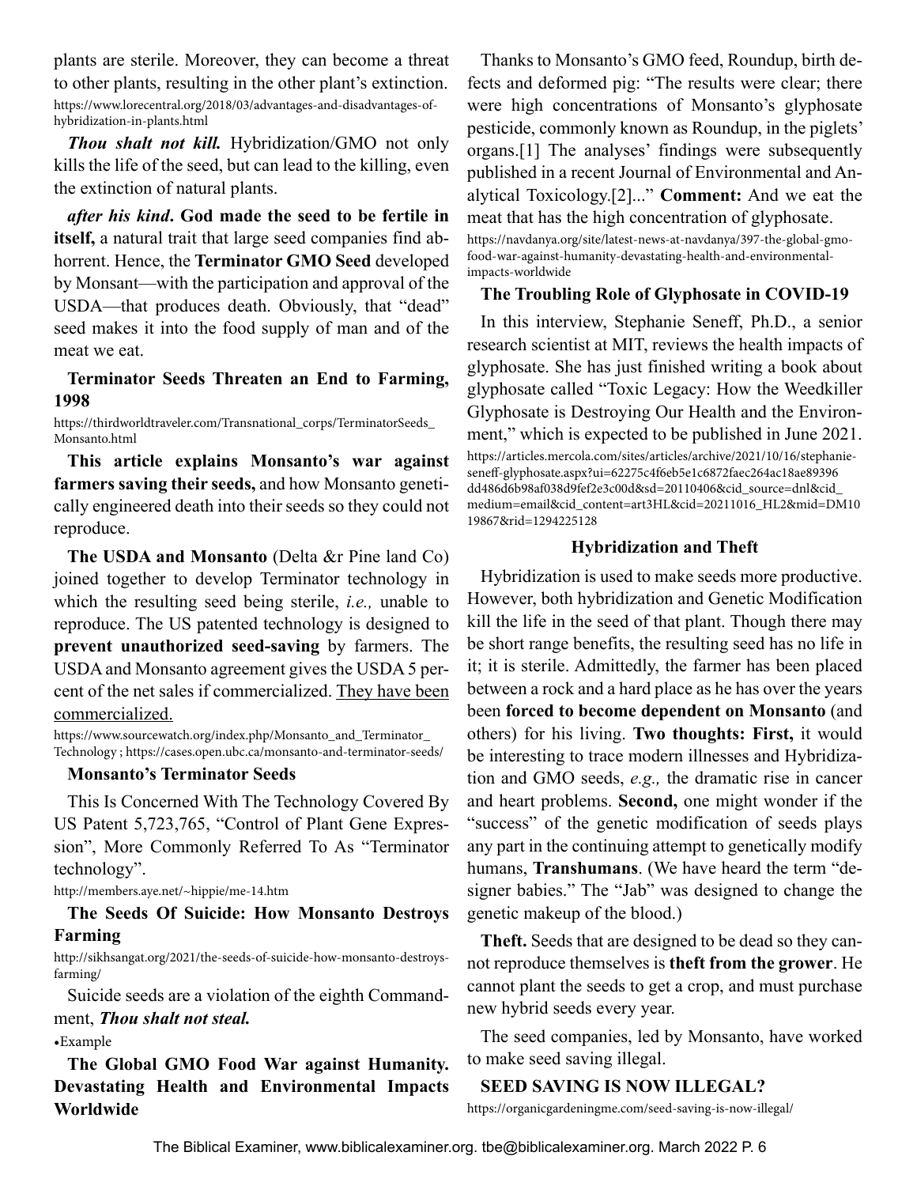plants are sterile. Moreover, they can become a threat to other plants, resulting in the other plant's extinction.

https://www.lorecentral.org/2018/03/advantages-and-disadvantages-of-hybridization-in-plants.html

***Thou shalt not kill.*** Hybridization/GMO not only kills the life of the seed, but can lead to the killing, even the extinction of natural plants.

***after his kind*. God made the seed to be fertile in itself,** a natural trait that large seed companies find abhorrent. Hence, the **Terminator GMO Seed** developed by Monsant—with the participation and approval of the USDA—that produces death. Obviously, that "dead" seed makes it into the food supply of man and of the meat we eat.

**Terminator Seeds Threaten an End to Farming, 1998**

https://thirdworldtraveler.com/Transnational_corps/TerminatorSeeds_Monsanto.html

**This article explains Monsanto's war against farmers saving their seeds,** and how Monsanto genetically engineered death into their seeds so they could not reproduce.

**The USDA and Monsanto** (Delta &r Pine land Co) joined together to develop Terminator technology in which the resulting seed being sterile, *i.e.,* unable to reproduce. The US patented technology is designed to **prevent unauthorized seed-saving** by farmers. The USDA and Monsanto agreement gives the USDA 5 percent of the net sales if commercialized. <u>They have been commercialized.</u>

https://www.sourcewatch.org/index.php/Monsanto_and_Terminator_Technology ; https://cases.open.ubc.ca/monsanto-and-terminator-seeds/

**Monsanto's Terminator Seeds**

This Is Concerned With The Technology Covered By US Patent 5,723,765, "Control of Plant Gene Expression", More Commonly Referred To As "Terminator technology".

http://members.aye.net/~hippie/me-14.htm

**The Seeds Of Suicide: How Monsanto Destroys Farming**

http://sikhsangat.org/2021/the-seeds-of-suicide-how-monsanto-destroys-farming/

Suicide seeds are a violation of the eighth Commandment, ***Thou shalt not steal.***

• Example

**The Global GMO Food War against Humanity. Devastating Health and Environmental Impacts Worldwide**

Thanks to Monsanto's GMO feed, Roundup, birth defects and deformed pig: "The results were clear; there were high concentrations of Monsanto's glyphosate pesticide, commonly known as Roundup, in the piglets' organs.[1] The analyses' findings were subsequently published in a recent Journal of Environmental and Analytical Toxicology.[2]..." **Comment:** And we eat the meat that has the high concentration of glyphosate.

https://navdanya.org/site/latest-news-at-navdanya/397-the-global-gmo-food-war-against-humanity-devastating-health-and-environmental-impacts-worldwide

**The Troubling Role of Glyphosate in COVID-19**

In this interview, Stephanie Seneff, Ph.D., a senior research scientist at MIT, reviews the health impacts of glyphosate. She has just finished writing a book about glyphosate called "Toxic Legacy: How the Weedkiller Glyphosate is Destroying Our Health and the Environment," which is expected to be published in June 2021.

https://articles.mercola.com/sites/articles/archive/2021/10/16/stephanie-seneff-glyphosate.aspx?ui=62275c4f6eb5e1c6872faec264ac18ae89396dd486d6b98af038d9fef2e3c00d&sd=20110406&cid_source=dnl&cid_medium=email&cid_content=art3HL&cid=20211016_HL2&mid=DM1019867&rid=1294225128

**Hybridization and Theft**

Hybridization is used to make seeds more productive. However, both hybridization and Genetic Modification kill the life in the seed of that plant. Though there may be short range benefits, the resulting seed has no life in it; it is sterile. Admittedly, the farmer has been placed between a rock and a hard place as he has over the years been **forced to become dependent on Monsanto** (and others) for his living. **Two thoughts: First,** it would be interesting to trace modern illnesses and Hybridization and GMO seeds, *e.g.,* the dramatic rise in cancer and heart problems. **Second,** one might wonder if the "success" of the genetic modification of seeds plays any part in the continuing attempt to genetically modify humans, **Transhumans**. (We have heard the term "designer babies." The "Jab" was designed to change the genetic makeup of the blood.)

**Theft.** Seeds that are designed to be dead so they cannot reproduce themselves is **theft from the grower**. He cannot plant the seeds to get a crop, and must purchase new hybrid seeds every year.

The seed companies, led by Monsanto, have worked to make seed saving illegal.

**SEED SAVING IS NOW ILLEGAL?**

https://organicgardeningme.com/seed-saving-is-now-illegal/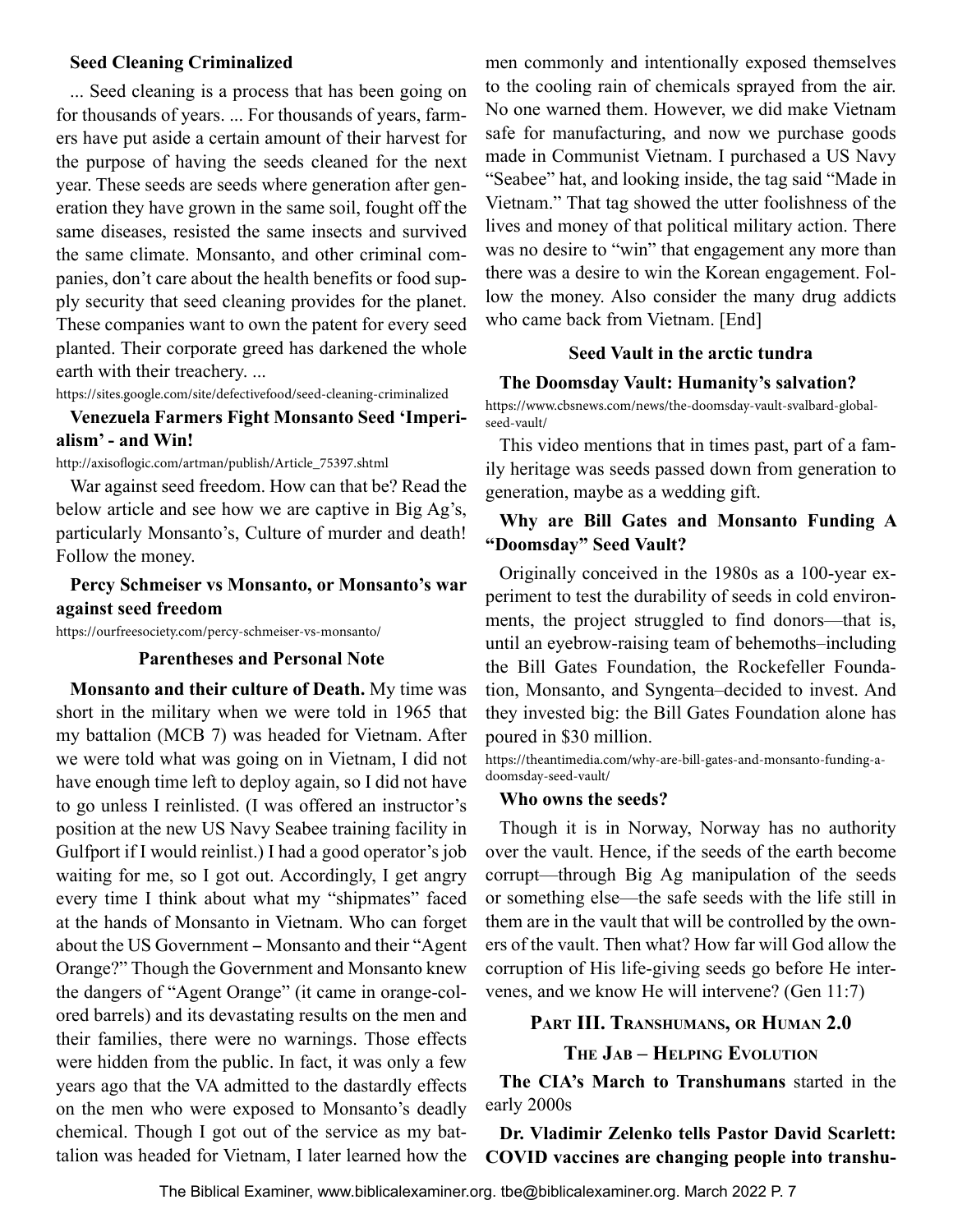**Seed Cleaning Criminalized**

... Seed cleaning is a process that has been going on for thousands of years. ... For thousands of years, farmers have put aside a certain amount of their harvest for the purpose of having the seeds cleaned for the next year. These seeds are seeds where generation after generation they have grown in the same soil, fought off the same diseases, resisted the same insects and survived the same climate. Monsanto, and other criminal companies, don't care about the health benefits or food supply security that seed cleaning provides for the planet. These companies want to own the patent for every seed planted. Their corporate greed has darkened the whole earth with their treachery. ...

https://sites.google.com/site/defectivefood/seed-cleaning-criminalized

### Venezuela Farmers Fight Monsanto Seed 'Imperialism' - and Win!

http://axisoflogic.com/artman/publish/Article_75397.shtml

War against seed freedom. How can that be? Read the below article and see how we are captive in Big Ag's, particularly Monsanto's, Culture of murder and death! Follow the money.

### Percy Schmeiser vs Monsanto, or Monsanto's war against seed freedom

https://ourfreesociety.com/percy-schmeiser-vs-monsanto/

### Parentheses and Personal Note

**Monsanto and their culture of Death.** My time was short in the military when we were told in 1965 that my battalion (MCB 7) was headed for Vietnam. After we were told what was going on in Vietnam, I did not have enough time left to deploy again, so I did not have to go unless I reinlisted. (I was offered an instructor's position at the new US Navy Seabee training facility in Gulfport if I would reinlist.) I had a good operator's job waiting for me, so I got out. Accordingly, I get angry every time I think about what my "shipmates" faced at the hands of Monsanto in Vietnam. Who can forget about the US Government – Monsanto and their "Agent Orange?" Though the Government and Monsanto knew the dangers of "Agent Orange" (it came in orange-colored barrels) and its devastating results on the men and their families, there were no warnings. Those effects were hidden from the public. In fact, it was only a few years ago that the VA admitted to the dastardly effects on the men who were exposed to Monsanto's deadly chemical. Though I got out of the service as my battalion was headed for Vietnam, I later learned how the men commonly and intentionally exposed themselves to the cooling rain of chemicals sprayed from the air. No one warned them. However, we did make Vietnam safe for manufacturing, and now we purchase goods made in Communist Vietnam. I purchased a US Navy "Seabee" hat, and looking inside, the tag said "Made in Vietnam." That tag showed the utter foolishness of the lives and money of that political military action. There was no desire to "win" that engagement any more than there was a desire to win the Korean engagement. Follow the money. Also consider the many drug addicts who came back from Vietnam. [End]

### Seed Vault in the arctic tundra

**The Doomsday Vault: Humanity's salvation?**

https://www.cbsnews.com/news/the-doomsday-vault-svalbard-global-seed-vault/

This video mentions that in times past, part of a family heritage was seeds passed down from generation to generation, maybe as a wedding gift.

### Why are Bill Gates and Monsanto Funding A "Doomsday" Seed Vault?

Originally conceived in the 1980s as a 100-year experiment to test the durability of seeds in cold environments, the project struggled to find donors—that is, until an eyebrow-raising team of behemoths–including the Bill Gates Foundation, the Rockefeller Foundation, Monsanto, and Syngenta–decided to invest. And they invested big: the Bill Gates Foundation alone has poured in $30 million.

https://theantimedia.com/why-are-bill-gates-and-monsanto-funding-a-doomsday-seed-vault/

**Who owns the seeds?**

Though it is in Norway, Norway has no authority over the vault. Hence, if the seeds of the earth become corrupt—through Big Ag manipulation of the seeds or something else—the safe seeds with the life still in them are in the vault that will be controlled by the owners of the vault. Then what? How far will God allow the corruption of His life-giving seeds go before He intervenes, and we know He will intervene? (Gen 11:7)

## Part III. Transhumans, or Human 2.0

## The Jab – Helping Evolution

**The CIA's March to Transhumans** started in the early 2000s

**Dr. Vladimir Zelenko tells Pastor David Scarlett: COVID vaccines are changing people into transhu-**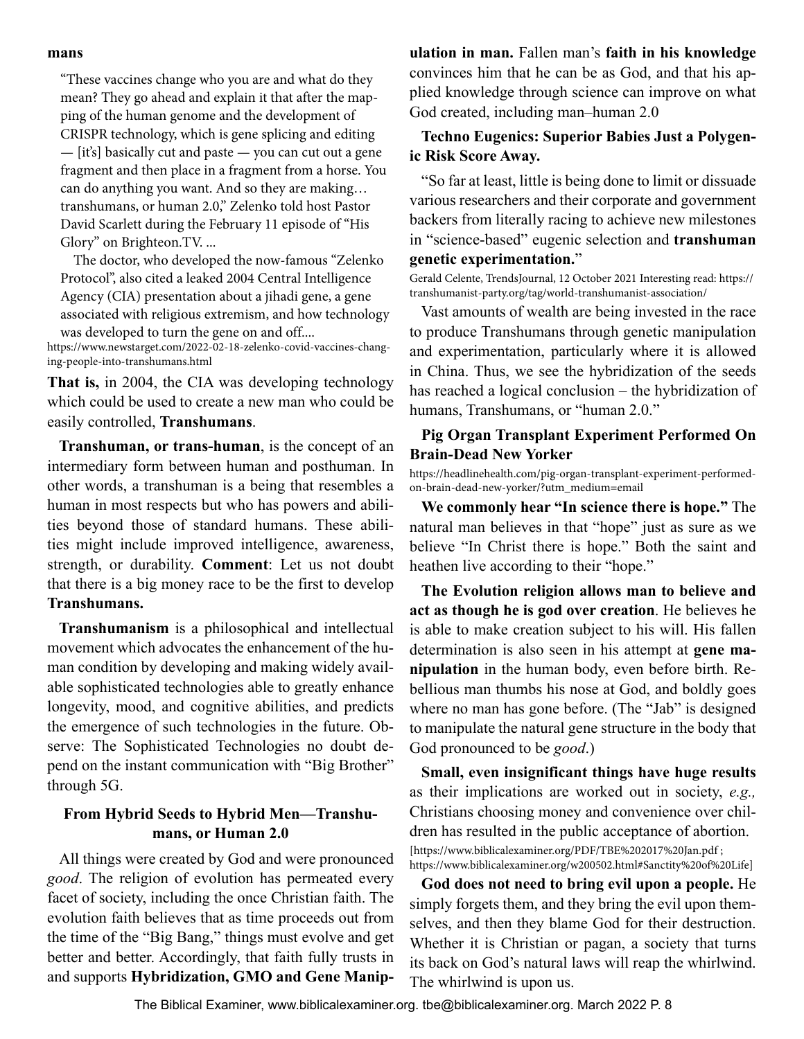mans

> "These vaccines change who you are and what do they mean? They go ahead and explain it that after the mapping of the human genome and the development of CRISPR technology, which is gene splicing and editing — [it's] basically cut and paste — you can cut out a gene fragment and then place in a fragment from a horse. You can do anything you want. And so they are making… transhumans, or human 2.0," Zelenko told host Pastor David Scarlett during the February 11 episode of "His Glory" on Brighteon.TV. ...
>
> The doctor, who developed the now-famous "Zelenko Protocol", also cited a leaked 2004 Central Intelligence Agency (CIA) presentation about a jihadi gene, a gene associated with religious extremism, and how technology was developed to turn the gene on and off....

https://www.newstarget.com/2022-02-18-zelenko-covid-vaccines-changing-people-into-transhumans.html

**That is,** in 2004, the CIA was developing technology which could be used to create a new man who could be easily controlled, **Transhumans**.

**Transhuman, or trans-human**, is the concept of an intermediary form between human and posthuman. In other words, a transhuman is a being that resembles a human in most respects but who has powers and abilities beyond those of standard humans. These abilities might include improved intelligence, awareness, strength, or durability. **Comment**: Let us not doubt that there is a big money race to be the first to develop **Transhumans.**

**Transhumanism** is a philosophical and intellectual movement which advocates the enhancement of the human condition by developing and making widely available sophisticated technologies able to greatly enhance longevity, mood, and cognitive abilities, and predicts the emergence of such technologies in the future. Observe: The Sophisticated Technologies no doubt depend on the instant communication with "Big Brother" through 5G.

### From Hybrid Seeds to Hybrid Men—Transhumans, or Human 2.0

All things were created by God and were pronounced *good*. The religion of evolution has permeated every facet of society, including the once Christian faith. The evolution faith believes that as time proceeds out from the time of the "Big Bang," things must evolve and get better and better. Accordingly, that faith fully trusts in and supports **Hybridization, GMO and Gene Manipulation in man.** Fallen man's **faith in his knowledge** convinces him that he can be as God, and that his applied knowledge through science can improve on what God created, including man–human 2.0

### Techno Eugenics: Superior Babies Just a Polygenic Risk Score Away.

"So far at least, little is being done to limit or dissuade various researchers and their corporate and government backers from literally racing to achieve new milestones in "science-based" eugenic selection and **transhuman genetic experimentation.**"

Gerald Celente, TrendsJournal, 12 October 2021 Interesting read: https://transhumanist-party.org/tag/world-transhumanist-association/

Vast amounts of wealth are being invested in the race to produce Transhumans through genetic manipulation and experimentation, particularly where it is allowed in China. Thus, we see the hybridization of the seeds has reached a logical conclusion – the hybridization of humans, Transhumans, or "human 2.0."

### Pig Organ Transplant Experiment Performed On Brain-Dead New Yorker

https://headlinehealth.com/pig-organ-transplant-experiment-performed-on-brain-dead-new-yorker/?utm_medium=email

**We commonly hear "In science there is hope."** The natural man believes in that "hope" just as sure as we believe "In Christ there is hope." Both the saint and heathen live according to their "hope."

**The Evolution religion allows man to believe and act as though he is god over creation**. He believes he is able to make creation subject to his will. His fallen determination is also seen in his attempt at **gene manipulation** in the human body, even before birth. Rebellious man thumbs his nose at God, and boldly goes where no man has gone before. (The "Jab" is designed to manipulate the natural gene structure in the body that God pronounced to be *good*.)

**Small, even insignificant things have huge results** as their implications are worked out in society, *e.g.,* Christians choosing money and convenience over children has resulted in the public acceptance of abortion. [https://www.biblicalexaminer.org/PDF/TBE%202017%20Jan.pdf ; https://www.biblicalexaminer.org/w200502.html#Sanctity%20of%20Life]

**God does not need to bring evil upon a people.** He simply forgets them, and they bring the evil upon themselves, and then they blame God for their destruction. Whether it is Christian or pagan, a society that turns its back on God's natural laws will reap the whirlwind. The whirlwind is upon us.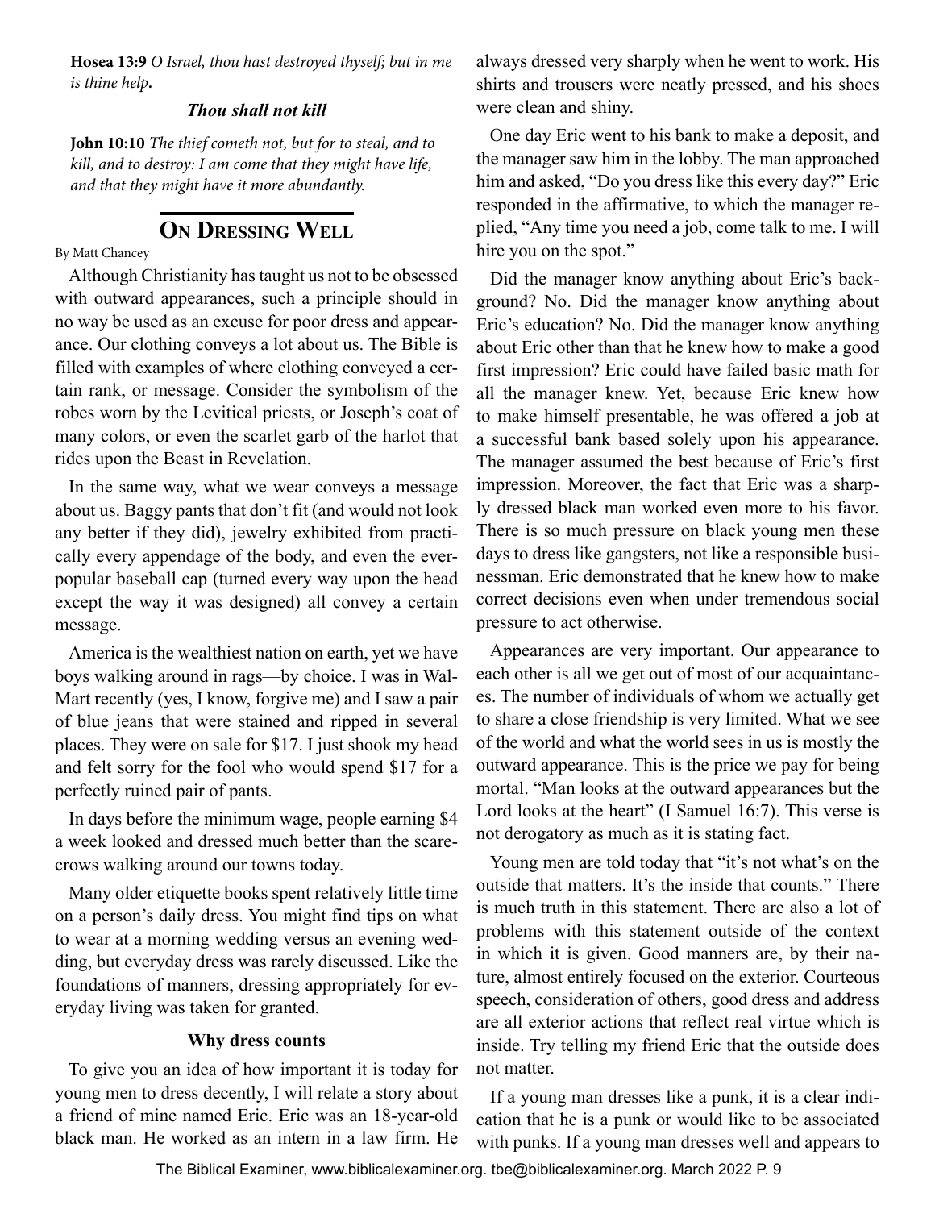**Hosea 13:9** *O Israel, thou hast destroyed thyself; but in me is thine help***.**

***Thou shall not kill***

**John 10:10** *The thief cometh not, but for to steal, and to kill, and to destroy: I am come that they might have life, and that they might have it more abundantly.*

## On Dressing Well

By Matt Chancey

Although Christianity has taught us not to be obsessed with outward appearances, such a principle should in no way be used as an excuse for poor dress and appearance. Our clothing conveys a lot about us. The Bible is filled with examples of where clothing conveyed a certain rank, or message. Consider the symbolism of the robes worn by the Levitical priests, or Joseph's coat of many colors, or even the scarlet garb of the harlot that rides upon the Beast in Revelation.

In the same way, what we wear conveys a message about us. Baggy pants that don't fit (and would not look any better if they did), jewelry exhibited from practically every appendage of the body, and even the ever-popular baseball cap (turned every way upon the head except the way it was designed) all convey a certain message.

America is the wealthiest nation on earth, yet we have boys walking around in rags—by choice. I was in Wal-Mart recently (yes, I know, forgive me) and I saw a pair of blue jeans that were stained and ripped in several places. They were on sale for $17. I just shook my head and felt sorry for the fool who would spend $17 for a perfectly ruined pair of pants.

In days before the minimum wage, people earning $4 a week looked and dressed much better than the scarecrows walking around our towns today.

Many older etiquette books spent relatively little time on a person's daily dress. You might find tips on what to wear at a morning wedding versus an evening wedding, but everyday dress was rarely discussed. Like the foundations of manners, dressing appropriately for everyday living was taken for granted.

**Why dress counts**

To give you an idea of how important it is today for young men to dress decently, I will relate a story about a friend of mine named Eric. Eric was an 18-year-old black man. He worked as an intern in a law firm. He always dressed very sharply when he went to work. His shirts and trousers were neatly pressed, and his shoes were clean and shiny.

One day Eric went to his bank to make a deposit, and the manager saw him in the lobby. The man approached him and asked, "Do you dress like this every day?" Eric responded in the affirmative, to which the manager replied, "Any time you need a job, come talk to me. I will hire you on the spot."

Did the manager know anything about Eric's background? No. Did the manager know anything about Eric's education? No. Did the manager know anything about Eric other than that he knew how to make a good first impression? Eric could have failed basic math for all the manager knew. Yet, because Eric knew how to make himself presentable, he was offered a job at a successful bank based solely upon his appearance. The manager assumed the best because of Eric's first impression. Moreover, the fact that Eric was a sharply dressed black man worked even more to his favor. There is so much pressure on black young men these days to dress like gangsters, not like a responsible businessman. Eric demonstrated that he knew how to make correct decisions even when under tremendous social pressure to act otherwise.

Appearances are very important. Our appearance to each other is all we get out of most of our acquaintances. The number of individuals of whom we actually get to share a close friendship is very limited. What we see of the world and what the world sees in us is mostly the outward appearance. This is the price we pay for being mortal. "Man looks at the outward appearances but the Lord looks at the heart" (I Samuel 16:7). This verse is not derogatory as much as it is stating fact.

Young men are told today that "it's not what's on the outside that matters. It's the inside that counts." There is much truth in this statement. There are also a lot of problems with this statement outside of the context in which it is given. Good manners are, by their nature, almost entirely focused on the exterior. Courteous speech, consideration of others, good dress and address are all exterior actions that reflect real virtue which is inside. Try telling my friend Eric that the outside does not matter.

If a young man dresses like a punk, it is a clear indication that he is a punk or would like to be associated with punks. If a young man dresses well and appears to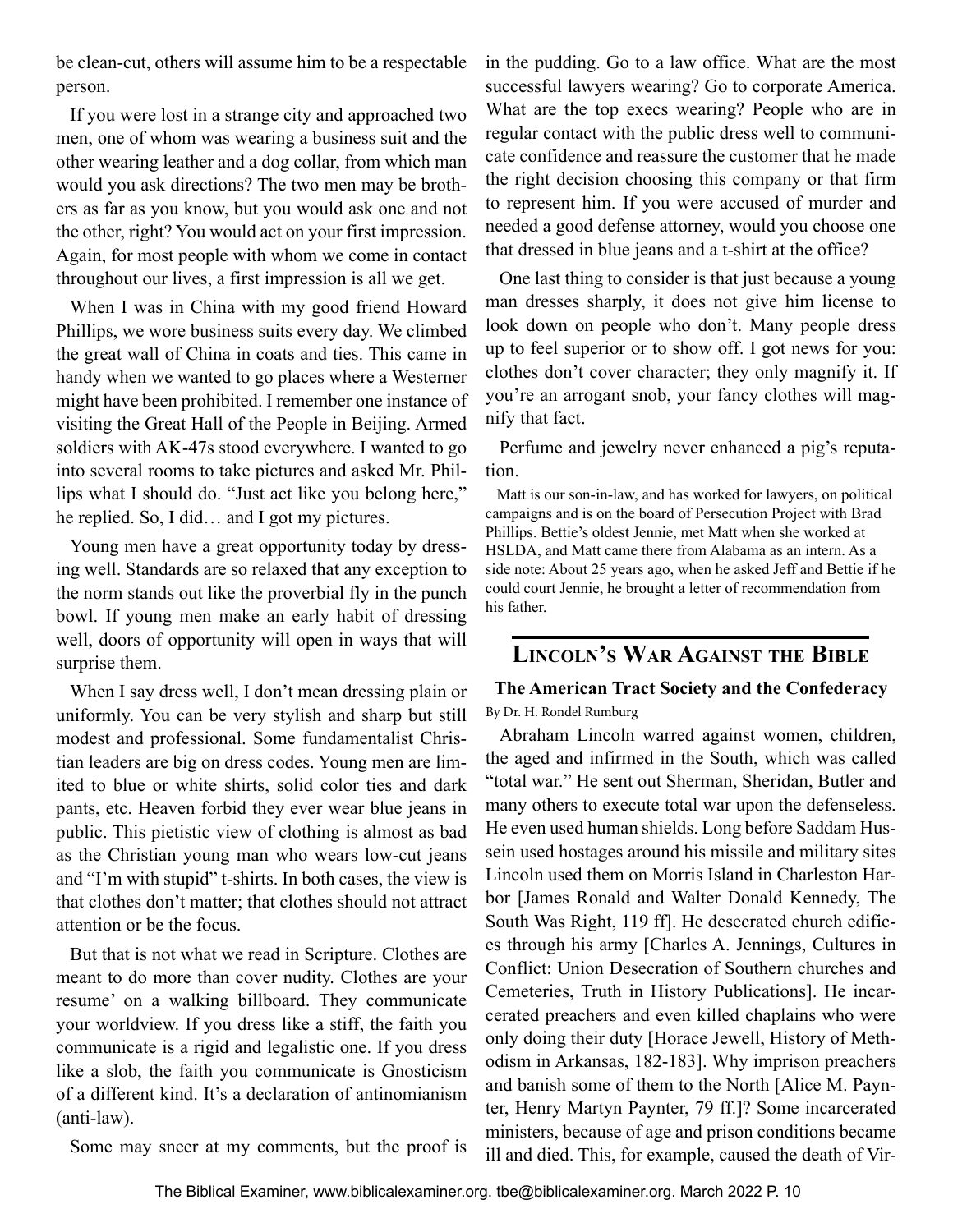be clean-cut, others will assume him to be a respectable person.

If you were lost in a strange city and approached two men, one of whom was wearing a business suit and the other wearing leather and a dog collar, from which man would you ask directions? The two men may be brothers as far as you know, but you would ask one and not the other, right? You would act on your first impression. Again, for most people with whom we come in contact throughout our lives, a first impression is all we get.

When I was in China with my good friend Howard Phillips, we wore business suits every day. We climbed the great wall of China in coats and ties. This came in handy when we wanted to go places where a Westerner might have been prohibited. I remember one instance of visiting the Great Hall of the People in Beijing. Armed soldiers with AK-47s stood everywhere. I wanted to go into several rooms to take pictures and asked Mr. Phillips what I should do. "Just act like you belong here," he replied. So, I did… and I got my pictures.

Young men have a great opportunity today by dressing well. Standards are so relaxed that any exception to the norm stands out like the proverbial fly in the punch bowl. If young men make an early habit of dressing well, doors of opportunity will open in ways that will surprise them.

When I say dress well, I don't mean dressing plain or uniformly. You can be very stylish and sharp but still modest and professional. Some fundamentalist Christian leaders are big on dress codes. Young men are limited to blue or white shirts, solid color ties and dark pants, etc. Heaven forbid they ever wear blue jeans in public. This pietistic view of clothing is almost as bad as the Christian young man who wears low-cut jeans and "I'm with stupid" t-shirts. In both cases, the view is that clothes don't matter; that clothes should not attract attention or be the focus.

But that is not what we read in Scripture. Clothes are meant to do more than cover nudity. Clothes are your resume' on a walking billboard. They communicate your worldview. If you dress like a stiff, the faith you communicate is a rigid and legalistic one. If you dress like a slob, the faith you communicate is Gnosticism of a different kind. It's a declaration of antinomianism (anti-law).

Some may sneer at my comments, but the proof is in the pudding. Go to a law office. What are the most successful lawyers wearing? Go to corporate America. What are the top execs wearing? People who are in regular contact with the public dress well to communicate confidence and reassure the customer that he made the right decision choosing this company or that firm to represent him. If you were accused of murder and needed a good defense attorney, would you choose one that dressed in blue jeans and a t-shirt at the office?

One last thing to consider is that just because a young man dresses sharply, it does not give him license to look down on people who don't. Many people dress up to feel superior or to show off. I got news for you: clothes don't cover character; they only magnify it. If you're an arrogant snob, your fancy clothes will magnify that fact.

Perfume and jewelry never enhanced a pig's reputation.

Matt is our son-in-law, and has worked for lawyers, on political campaigns and is on the board of Persecution Project with Brad Phillips. Bettie's oldest Jennie, met Matt when she worked at HSLDA, and Matt came there from Alabama as an intern. As a side note: About 25 years ago, when he asked Jeff and Bettie if he could court Jennie, he brought a letter of recommendation from his father.

## Lincoln's War Against the Bible

### The American Tract Society and the Confederacy

By Dr. H. Rondel Rumburg

Abraham Lincoln warred against women, children, the aged and infirmed in the South, which was called "total war." He sent out Sherman, Sheridan, Butler and many others to execute total war upon the defenseless. He even used human shields. Long before Saddam Hussein used hostages around his missile and military sites Lincoln used them on Morris Island in Charleston Harbor [James Ronald and Walter Donald Kennedy, The South Was Right, 119 ff]. He desecrated church edifices through his army [Charles A. Jennings, Cultures in Conflict: Union Desecration of Southern churches and Cemeteries, Truth in History Publications]. He incarcerated preachers and even killed chaplains who were only doing their duty [Horace Jewell, History of Methodism in Arkansas, 182-183]. Why imprison preachers and banish some of them to the North [Alice M. Paynter, Henry Martyn Paynter, 79 ff.]? Some incarcerated ministers, because of age and prison conditions became ill and died. This, for example, caused the death of Vir-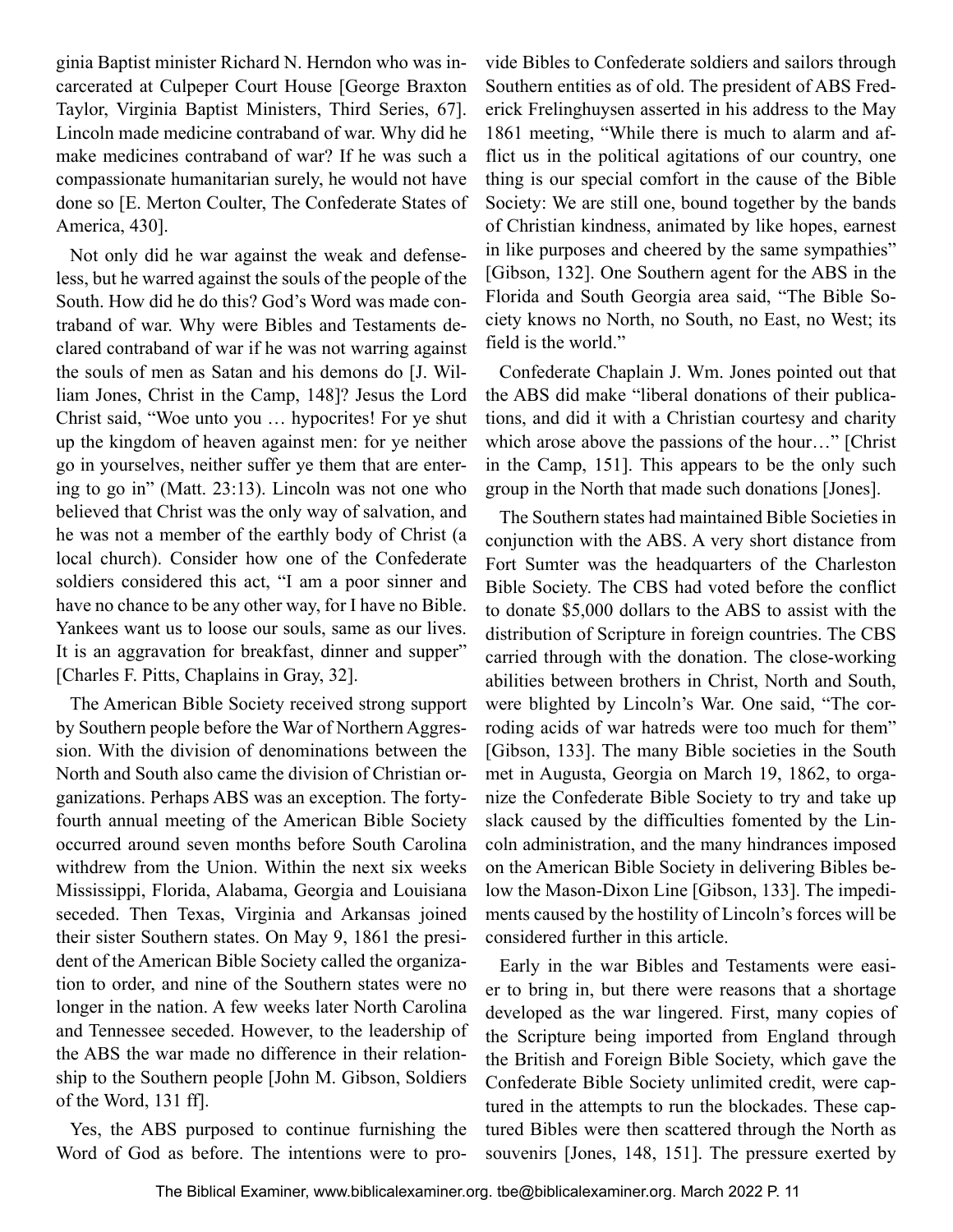ginia Baptist minister Richard N. Herndon who was incarcerated at Culpeper Court House [George Braxton Taylor, Virginia Baptist Ministers, Third Series, 67]. Lincoln made medicine contraband of war. Why did he make medicines contraband of war? If he was such a compassionate humanitarian surely, he would not have done so [E. Merton Coulter, The Confederate States of America, 430].

Not only did he war against the weak and defenseless, but he warred against the souls of the people of the South. How did he do this? God's Word was made contraband of war. Why were Bibles and Testaments declared contraband of war if he was not warring against the souls of men as Satan and his demons do [J. William Jones, Christ in the Camp, 148]? Jesus the Lord Christ said, "Woe unto you … hypocrites! For ye shut up the kingdom of heaven against men: for ye neither go in yourselves, neither suffer ye them that are entering to go in" (Matt. 23:13). Lincoln was not one who believed that Christ was the only way of salvation, and he was not a member of the earthly body of Christ (a local church). Consider how one of the Confederate soldiers considered this act, "I am a poor sinner and have no chance to be any other way, for I have no Bible. Yankees want us to loose our souls, same as our lives. It is an aggravation for breakfast, dinner and supper" [Charles F. Pitts, Chaplains in Gray, 32].

The American Bible Society received strong support by Southern people before the War of Northern Aggression. With the division of denominations between the North and South also came the division of Christian organizations. Perhaps ABS was an exception. The forty-fourth annual meeting of the American Bible Society occurred around seven months before South Carolina withdrew from the Union. Within the next six weeks Mississippi, Florida, Alabama, Georgia and Louisiana seceded. Then Texas, Virginia and Arkansas joined their sister Southern states. On May 9, 1861 the president of the American Bible Society called the organization to order, and nine of the Southern states were no longer in the nation. A few weeks later North Carolina and Tennessee seceded. However, to the leadership of the ABS the war made no difference in their relationship to the Southern people [John M. Gibson, Soldiers of the Word, 131 ff].

Yes, the ABS purposed to continue furnishing the Word of God as before. The intentions were to provide Bibles to Confederate soldiers and sailors through Southern entities as of old. The president of ABS Frederick Frelinghuysen asserted in his address to the May 1861 meeting, "While there is much to alarm and afflict us in the political agitations of our country, one thing is our special comfort in the cause of the Bible Society: We are still one, bound together by the bands of Christian kindness, animated by like hopes, earnest in like purposes and cheered by the same sympathies" [Gibson, 132]. One Southern agent for the ABS in the Florida and South Georgia area said, "The Bible Society knows no North, no South, no East, no West; its field is the world."

Confederate Chaplain J. Wm. Jones pointed out that the ABS did make "liberal donations of their publications, and did it with a Christian courtesy and charity which arose above the passions of the hour…" [Christ in the Camp, 151]. This appears to be the only such group in the North that made such donations [Jones].

The Southern states had maintained Bible Societies in conjunction with the ABS. A very short distance from Fort Sumter was the headquarters of the Charleston Bible Society. The CBS had voted before the conflict to donate $5,000 dollars to the ABS to assist with the distribution of Scripture in foreign countries. The CBS carried through with the donation. The close-working abilities between brothers in Christ, North and South, were blighted by Lincoln's War. One said, "The corroding acids of war hatreds were too much for them" [Gibson, 133]. The many Bible societies in the South met in Augusta, Georgia on March 19, 1862, to organize the Confederate Bible Society to try and take up slack caused by the difficulties fomented by the Lincoln administration, and the many hindrances imposed on the American Bible Society in delivering Bibles below the Mason-Dixon Line [Gibson, 133]. The impediments caused by the hostility of Lincoln's forces will be considered further in this article.

Early in the war Bibles and Testaments were easier to bring in, but there were reasons that a shortage developed as the war lingered. First, many copies of the Scripture being imported from England through the British and Foreign Bible Society, which gave the Confederate Bible Society unlimited credit, were captured in the attempts to run the blockades. These captured Bibles were then scattered through the North as souvenirs [Jones, 148, 151]. The pressure exerted by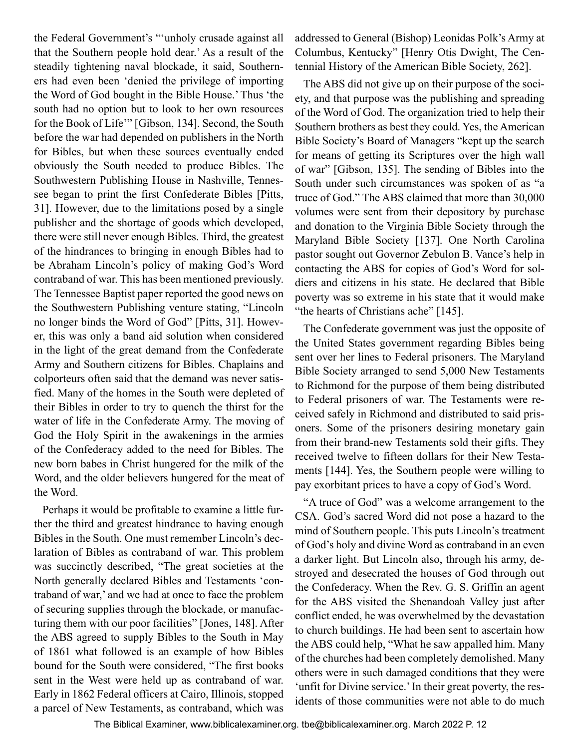the Federal Government's "'unholy crusade against all that the Southern people hold dear.' As a result of the steadily tightening naval blockade, it said, Southerners had even been 'denied the privilege of importing the Word of God bought in the Bible House.' Thus 'the south had no option but to look to her own resources for the Book of Life'" [Gibson, 134]. Second, the South before the war had depended on publishers in the North for Bibles, but when these sources eventually ended obviously the South needed to produce Bibles. The Southwestern Publishing House in Nashville, Tennessee began to print the first Confederate Bibles [Pitts, 31]. However, due to the limitations posed by a single publisher and the shortage of goods which developed, there were still never enough Bibles. Third, the greatest of the hindrances to bringing in enough Bibles had to be Abraham Lincoln's policy of making God's Word contraband of war. This has been mentioned previously. The Tennessee Baptist paper reported the good news on the Southwestern Publishing venture stating, "Lincoln no longer binds the Word of God" [Pitts, 31]. However, this was only a band aid solution when considered in the light of the great demand from the Confederate Army and Southern citizens for Bibles. Chaplains and colporteurs often said that the demand was never satisfied. Many of the homes in the South were depleted of their Bibles in order to try to quench the thirst for the water of life in the Confederate Army. The moving of God the Holy Spirit in the awakenings in the armies of the Confederacy added to the need for Bibles. The new born babes in Christ hungered for the milk of the Word, and the older believers hungered for the meat of the Word.

Perhaps it would be profitable to examine a little further the third and greatest hindrance to having enough Bibles in the South. One must remember Lincoln's declaration of Bibles as contraband of war. This problem was succinctly described, "The great societies at the North generally declared Bibles and Testaments 'contraband of war,' and we had at once to face the problem of securing supplies through the blockade, or manufacturing them with our poor facilities" [Jones, 148]. After the ABS agreed to supply Bibles to the South in May of 1861 what followed is an example of how Bibles bound for the South were considered, "The first books sent in the West were held up as contraband of war. Early in 1862 Federal officers at Cairo, Illinois, stopped a parcel of New Testaments, as contraband, which was addressed to General (Bishop) Leonidas Polk's Army at Columbus, Kentucky" [Henry Otis Dwight, The Centennial History of the American Bible Society, 262].

The ABS did not give up on their purpose of the society, and that purpose was the publishing and spreading of the Word of God. The organization tried to help their Southern brothers as best they could. Yes, the American Bible Society's Board of Managers "kept up the search for means of getting its Scriptures over the high wall of war" [Gibson, 135]. The sending of Bibles into the South under such circumstances was spoken of as "a truce of God." The ABS claimed that more than 30,000 volumes were sent from their depository by purchase and donation to the Virginia Bible Society through the Maryland Bible Society [137]. One North Carolina pastor sought out Governor Zebulon B. Vance's help in contacting the ABS for copies of God's Word for soldiers and citizens in his state. He declared that Bible poverty was so extreme in his state that it would make "the hearts of Christians ache" [145].

The Confederate government was just the opposite of the United States government regarding Bibles being sent over her lines to Federal prisoners. The Maryland Bible Society arranged to send 5,000 New Testaments to Richmond for the purpose of them being distributed to Federal prisoners of war. The Testaments were received safely in Richmond and distributed to said prisoners. Some of the prisoners desiring monetary gain from their brand-new Testaments sold their gifts. They received twelve to fifteen dollars for their New Testaments [144]. Yes, the Southern people were willing to pay exorbitant prices to have a copy of God's Word.

"A truce of God" was a welcome arrangement to the CSA. God's sacred Word did not pose a hazard to the mind of Southern people. This puts Lincoln's treatment of God's holy and divine Word as contraband in an even a darker light. But Lincoln also, through his army, destroyed and desecrated the houses of God through out the Confederacy. When the Rev. G. S. Griffin an agent for the ABS visited the Shenandoah Valley just after conflict ended, he was overwhelmed by the devastation to church buildings. He had been sent to ascertain how the ABS could help, "What he saw appalled him. Many of the churches had been completely demolished. Many others were in such damaged conditions that they were 'unfit for Divine service.' In their great poverty, the residents of those communities were not able to do much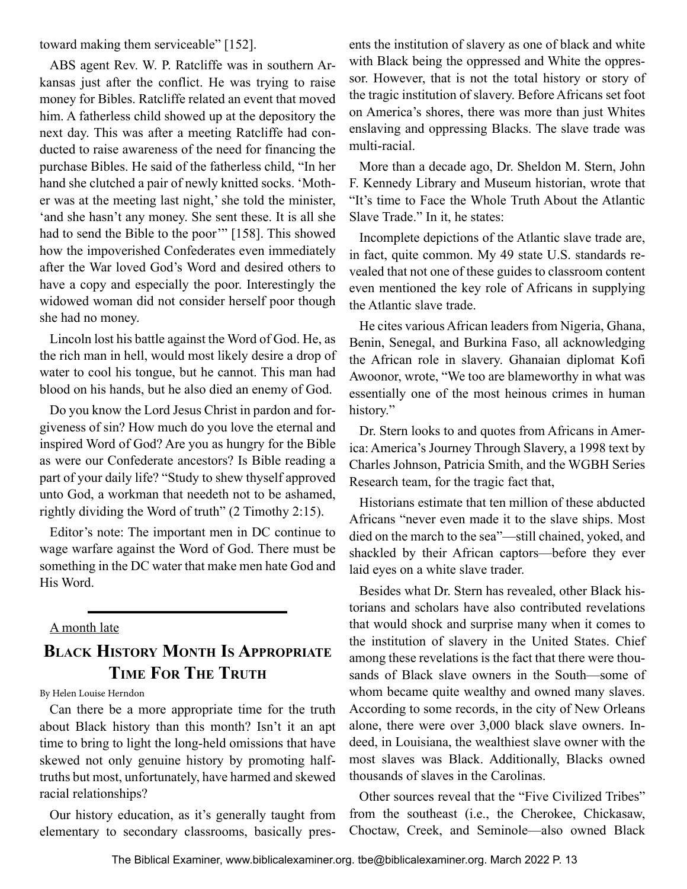toward making them serviceable" [152].

ABS agent Rev. W. P. Ratcliffe was in southern Arkansas just after the conflict. He was trying to raise money for Bibles. Ratcliffe related an event that moved him. A fatherless child showed up at the depository the next day. This was after a meeting Ratcliffe had conducted to raise awareness of the need for financing the purchase Bibles. He said of the fatherless child, "In her hand she clutched a pair of newly knitted socks. 'Mother was at the meeting last night,' she told the minister, 'and she hasn't any money. She sent these. It is all she had to send the Bible to the poor'" [158]. This showed how the impoverished Confederates even immediately after the War loved God's Word and desired others to have a copy and especially the poor. Interestingly the widowed woman did not consider herself poor though she had no money.

Lincoln lost his battle against the Word of God. He, as the rich man in hell, would most likely desire a drop of water to cool his tongue, but he cannot. This man had blood on his hands, but he also died an enemy of God.

Do you know the Lord Jesus Christ in pardon and forgiveness of sin? How much do you love the eternal and inspired Word of God? Are you as hungry for the Bible as were our Confederate ancestors? Is Bible reading a part of your daily life? "Study to shew thyself approved unto God, a workman that needeth not to be ashamed, rightly dividing the Word of truth" (2 Timothy 2:15).

Editor's note: The important men in DC continue to wage warfare against the Word of God. There must be something in the DC water that make men hate God and His Word.

---

A month late

## Black History Month Is Appropriate Time For The Truth

By Helen Louise Herndon

Can there be a more appropriate time for the truth about Black history than this month? Isn't it an apt time to bring to light the long-held omissions that have skewed not only genuine history by promoting half-truths but most, unfortunately, have harmed and skewed racial relationships?

Our history education, as it's generally taught from elementary to secondary classrooms, basically presents the institution of slavery as one of black and white with Black being the oppressed and White the oppressor. However, that is not the total history or story of the tragic institution of slavery. Before Africans set foot on America's shores, there was more than just Whites enslaving and oppressing Blacks. The slave trade was multi-racial.

More than a decade ago, Dr. Sheldon M. Stern, John F. Kennedy Library and Museum historian, wrote that "It's time to Face the Whole Truth About the Atlantic Slave Trade." In it, he states:

Incomplete depictions of the Atlantic slave trade are, in fact, quite common. My 49 state U.S. standards revealed that not one of these guides to classroom content even mentioned the key role of Africans in supplying the Atlantic slave trade.

He cites various African leaders from Nigeria, Ghana, Benin, Senegal, and Burkina Faso, all acknowledging the African role in slavery. Ghanaian diplomat Kofi Awoonor, wrote, "We too are blameworthy in what was essentially one of the most heinous crimes in human history."

Dr. Stern looks to and quotes from Africans in America: America's Journey Through Slavery, a 1998 text by Charles Johnson, Patricia Smith, and the WGBH Series Research team, for the tragic fact that,

Historians estimate that ten million of these abducted Africans "never even made it to the slave ships. Most died on the march to the sea"—still chained, yoked, and shackled by their African captors—before they ever laid eyes on a white slave trader.

Besides what Dr. Stern has revealed, other Black historians and scholars have also contributed revelations that would shock and surprise many when it comes to the institution of slavery in the United States. Chief among these revelations is the fact that there were thousands of Black slave owners in the South—some of whom became quite wealthy and owned many slaves. According to some records, in the city of New Orleans alone, there were over 3,000 black slave owners. Indeed, in Louisiana, the wealthiest slave owner with the most slaves was Black. Additionally, Blacks owned thousands of slaves in the Carolinas.

Other sources reveal that the "Five Civilized Tribes" from the southeast (i.e., the Cherokee, Chickasaw, Choctaw, Creek, and Seminole—also owned Black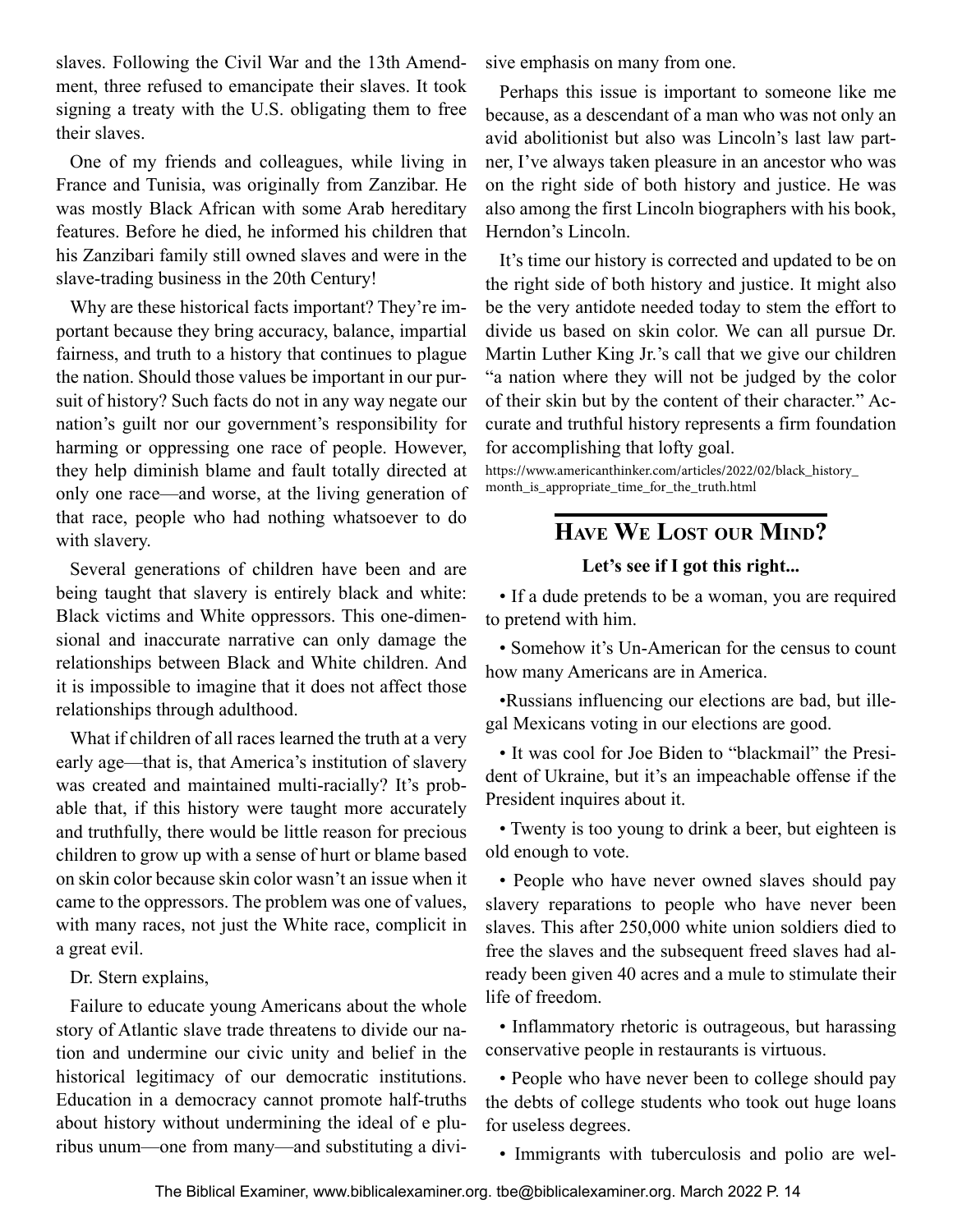slaves. Following the Civil War and the 13th Amendment, three refused to emancipate their slaves. It took signing a treaty with the U.S. obligating them to free their slaves.

One of my friends and colleagues, while living in France and Tunisia, was originally from Zanzibar. He was mostly Black African with some Arab hereditary features. Before he died, he informed his children that his Zanzibari family still owned slaves and were in the slave-trading business in the 20th Century!

Why are these historical facts important? They're important because they bring accuracy, balance, impartial fairness, and truth to a history that continues to plague the nation. Should those values be important in our pursuit of history? Such facts do not in any way negate our nation's guilt nor our government's responsibility for harming or oppressing one race of people. However, they help diminish blame and fault totally directed at only one race—and worse, at the living generation of that race, people who had nothing whatsoever to do with slavery.

Several generations of children have been and are being taught that slavery is entirely black and white: Black victims and White oppressors. This one-dimensional and inaccurate narrative can only damage the relationships between Black and White children. And it is impossible to imagine that it does not affect those relationships through adulthood.

What if children of all races learned the truth at a very early age—that is, that America's institution of slavery was created and maintained multi-racially? It's probable that, if this history were taught more accurately and truthfully, there would be little reason for precious children to grow up with a sense of hurt or blame based on skin color because skin color wasn't an issue when it came to the oppressors. The problem was one of values, with many races, not just the White race, complicit in a great evil.

Dr. Stern explains,

Failure to educate young Americans about the whole story of Atlantic slave trade threatens to divide our nation and undermine our civic unity and belief in the historical legitimacy of our democratic institutions. Education in a democracy cannot promote half-truths about history without undermining the ideal of e pluribus unum—one from many—and substituting a divisive emphasis on many from one.

Perhaps this issue is important to someone like me because, as a descendant of a man who was not only an avid abolitionist but also was Lincoln's last law partner, I've always taken pleasure in an ancestor who was on the right side of both history and justice. He was also among the first Lincoln biographers with his book, Herndon's Lincoln.

It's time our history is corrected and updated to be on the right side of both history and justice. It might also be the very antidote needed today to stem the effort to divide us based on skin color. We can all pursue Dr. Martin Luther King Jr.'s call that we give our children "a nation where they will not be judged by the color of their skin but by the content of their character." Accurate and truthful history represents a firm foundation for accomplishing that lofty goal.

https://www.americanthinker.com/articles/2022/02/black_history_month_is_appropriate_time_for_the_truth.html

## Have We Lost our Mind?

**Let's see if I got this right...**

- If a dude pretends to be a woman, you are required to pretend with him.
- Somehow it's Un-American for the census to count how many Americans are in America.
- Russians influencing our elections are bad, but illegal Mexicans voting in our elections are good.
- It was cool for Joe Biden to "blackmail" the President of Ukraine, but it's an impeachable offense if the President inquires about it.
- Twenty is too young to drink a beer, but eighteen is old enough to vote.
- People who have never owned slaves should pay slavery reparations to people who have never been slaves. This after 250,000 white union soldiers died to free the slaves and the subsequent freed slaves had already been given 40 acres and a mule to stimulate their life of freedom.
- Inflammatory rhetoric is outrageous, but harassing conservative people in restaurants is virtuous.
- People who have never been to college should pay the debts of college students who took out huge loans for useless degrees.
- Immigrants with tuberculosis and polio are wel-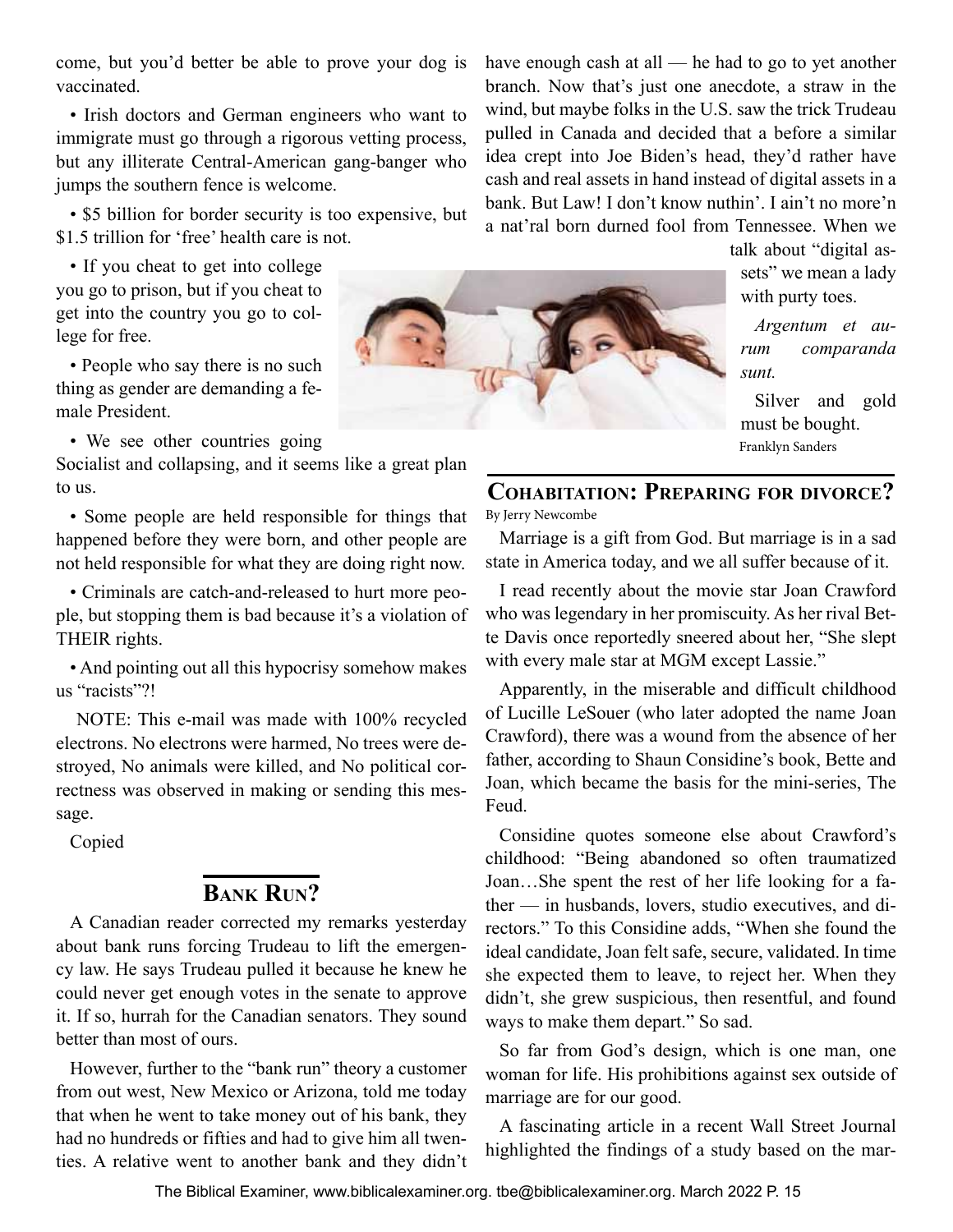come, but you'd better be able to prove your dog is vaccinated.

• Irish doctors and German engineers who want to immigrate must go through a rigorous vetting process, but any illiterate Central-American gang-banger who jumps the southern fence is welcome.

• $5 billion for border security is too expensive, but $1.5 trillion for 'free' health care is not.

• If you cheat to get into college you go to prison, but if you cheat to get into the country you go to college for free.

• People who say there is no such thing as gender are demanding a female President.

• We see other countries going Socialist and collapsing, and it seems like a great plan to us.

• Some people are held responsible for things that happened before they were born, and other people are not held responsible for what they are doing right now.

• Criminals are catch-and-released to hurt more people, but stopping them is bad because it's a violation of THEIR rights.

• And pointing out all this hypocrisy somehow makes us "racists"?!

NOTE: This e-mail was made with 100% recycled electrons. No electrons were harmed, No trees were destroyed, No animals were killed, and No political correctness was observed in making or sending this message.

Copied

## Bank Run?

A Canadian reader corrected my remarks yesterday about bank runs forcing Trudeau to lift the emergency law. He says Trudeau pulled it because he knew he could never get enough votes in the senate to approve it. If so, hurrah for the Canadian senators. They sound better than most of ours.

However, further to the "bank run" theory a customer from out west, New Mexico or Arizona, told me today that when he went to take money out of his bank, they had no hundreds or fifties and had to give him all twenties. A relative went to another bank and they didn't have enough cash at all — he had to go to yet another branch. Now that's just one anecdote, a straw in the wind, but maybe folks in the U.S. saw the trick Trudeau pulled in Canada and decided that a before a similar idea crept into Joe Biden's head, they'd rather have cash and real assets in hand instead of digital assets in a bank. But Law! I don't know nuthin'. I ain't no more'n a nat'ral born durned fool from Tennessee. When we talk about "digital assets" we mean a lady with purty toes.

*Argentum et aurum comparanda sunt.*

Silver and gold must be bought.

Franklyn Sanders

## Cohabitation: Preparing for divorce?

By Jerry Newcombe

Marriage is a gift from God. But marriage is in a sad state in America today, and we all suffer because of it.

I read recently about the movie star Joan Crawford who was legendary in her promiscuity. As her rival Bette Davis once reportedly sneered about her, "She slept with every male star at MGM except Lassie."

Apparently, in the miserable and difficult childhood of Lucille LeSouer (who later adopted the name Joan Crawford), there was a wound from the absence of her father, according to Shaun Considine's book, Bette and Joan, which became the basis for the mini-series, The Feud.

Considine quotes someone else about Crawford's childhood: "Being abandoned so often traumatized Joan…She spent the rest of her life looking for a father — in husbands, lovers, studio executives, and directors." To this Considine adds, "When she found the ideal candidate, Joan felt safe, secure, validated. In time she expected them to leave, to reject her. When they didn't, she grew suspicious, then resentful, and found ways to make them depart." So sad.

So far from God's design, which is one man, one woman for life. His prohibitions against sex outside of marriage are for our good.

A fascinating article in a recent Wall Street Journal highlighted the findings of a study based on the mar-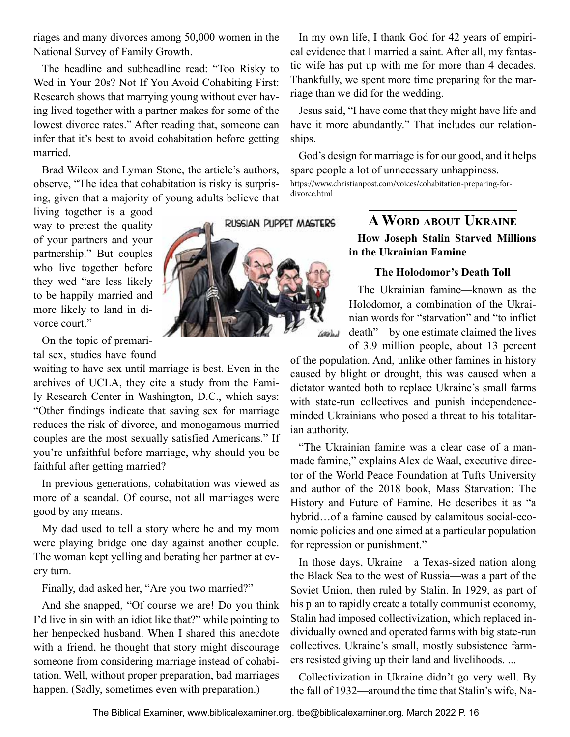riages and many divorces among 50,000 women in the National Survey of Family Growth.

The headline and subheadline read: "Too Risky to Wed in Your 20s? Not If You Avoid Cohabiting First: Research shows that marrying young without ever having lived together with a partner makes for some of the lowest divorce rates." After reading that, someone can infer that it's best to avoid cohabitation before getting married.

Brad Wilcox and Lyman Stone, the article's authors, observe, "The idea that cohabitation is risky is surprising, given that a majority of young adults believe that living together is a good way to pretest the quality of your partners and your partnership." But couples who live together before they wed "are less likely to be happily married and more likely to land in divorce court."

On the topic of premarital sex, studies have found waiting to have sex until marriage is best. Even in the archives of UCLA, they cite a study from the Family Research Center in Washington, D.C., which says: "Other findings indicate that saving sex for marriage reduces the risk of divorce, and monogamous married couples are the most sexually satisfied Americans." If you're unfaithful before marriage, why should you be faithful after getting married?

In previous generations, cohabitation was viewed as more of a scandal. Of course, not all marriages were good by any means.

My dad used to tell a story where he and my mom were playing bridge one day against another couple. The woman kept yelling and berating her partner at every turn.

Finally, dad asked her, "Are you two married?"

And she snapped, "Of course we are! Do you think I'd live in sin with an idiot like that?" while pointing to her henpecked husband. When I shared this anecdote with a friend, he thought that story might discourage someone from considering marriage instead of cohabitation. Well, without proper preparation, bad marriages happen. (Sadly, sometimes even with preparation.)

In my own life, I thank God for 42 years of empirical evidence that I married a saint. After all, my fantastic wife has put up with me for more than 4 decades. Thankfully, we spent more time preparing for the marriage than we did for the wedding.

Jesus said, "I have come that they might have life and have it more abundantly." That includes our relationships.

God's design for marriage is for our good, and it helps spare people a lot of unnecessary unhappiness.

https://www.christianpost.com/voices/cohabitation-preparing-for-divorce.html

RUSSIAN PUPPET MASTERS

## A Word about Ukraine

**How Joseph Stalin Starved Millions in the Ukrainian Famine**

**The Holodomor's Death Toll**

The Ukrainian famine—known as the Holodomor, a combination of the Ukrainian words for "starvation" and "to inflict death"—by one estimate claimed the lives of 3.9 million people, about 13 percent of the population. And, unlike other famines in history caused by blight or drought, this was caused when a dictator wanted both to replace Ukraine's small farms with state-run collectives and punish independence-minded Ukrainians who posed a threat to his totalitarian authority.

"The Ukrainian famine was a clear case of a man-made famine," explains Alex de Waal, executive director of the World Peace Foundation at Tufts University and author of the 2018 book, Mass Starvation: The History and Future of Famine. He describes it as "a hybrid…of a famine caused by calamitous social-economic policies and one aimed at a particular population for repression or punishment."

In those days, Ukraine—a Texas-sized nation along the Black Sea to the west of Russia—was a part of the Soviet Union, then ruled by Stalin. In 1929, as part of his plan to rapidly create a totally communist economy, Stalin had imposed collectivization, which replaced individually owned and operated farms with big state-run collectives. Ukraine's small, mostly subsistence farmers resisted giving up their land and livelihoods. ...

Collectivization in Ukraine didn't go very well. By the fall of 1932—around the time that Stalin's wife, Na-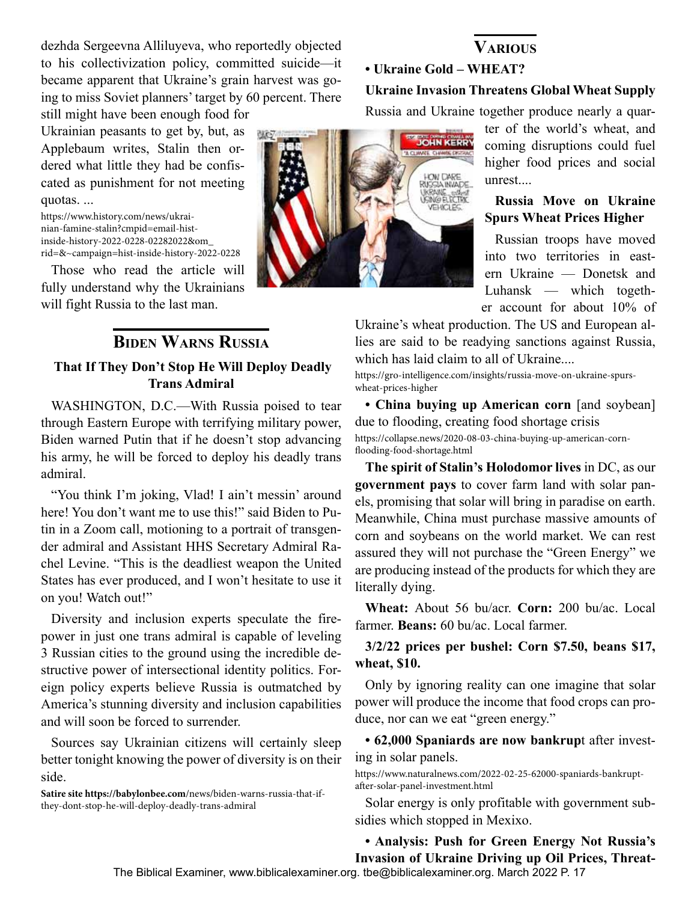dezhda Sergeevna Alliluyeva, who reportedly objected to his collectivization policy, committed suicide—it became apparent that Ukraine's grain harvest was going to miss Soviet planners' target by 60 percent. There still might have been enough food for Ukrainian peasants to get by, but, as Applebaum writes, Stalin then ordered what little they had be confiscated as punishment for not meeting quotas. ...

https://www.history.com/news/ukrainian-famine-stalin?cmpid=email-hist-inside-history-2022-0228-02282022&om_rid=&~campaign=hist-inside-history-2022-0228

Those who read the article will fully understand why the Ukrainians will fight Russia to the last man.

## Biden Warns Russia

### That If They Don't Stop He Will Deploy Deadly Trans Admiral

WASHINGTON, D.C.—With Russia poised to tear through Eastern Europe with terrifying military power, Biden warned Putin that if he doesn't stop advancing his army, he will be forced to deploy his deadly trans admiral.

"You think I'm joking, Vlad! I ain't messin' around here! You don't want me to use this!" said Biden to Putin in a Zoom call, motioning to a portrait of transgender admiral and Assistant HHS Secretary Admiral Rachel Levine. "This is the deadliest weapon the United States has ever produced, and I won't hesitate to use it on you! Watch out!"

Diversity and inclusion experts speculate the firepower in just one trans admiral is capable of leveling 3 Russian cities to the ground using the incredible destructive power of intersectional identity politics. Foreign policy experts believe Russia is outmatched by America's stunning diversity and inclusion capabilities and will soon be forced to surrender.

Sources say Ukrainian citizens will certainly sleep better tonight knowing the power of diversity is on their side.

**Satire site https://babylonbee.com**/news/biden-warns-russia-that-if-they-dont-stop-he-will-deploy-deadly-trans-admiral

## Various

**• Ukraine Gold – WHEAT?**

**Ukraine Invasion Threatens Global Wheat Supply**

Russia and Ukraine together produce nearly a quarter of the world's wheat, and coming disruptions could fuel higher food prices and social unrest....

**Russia Move on Ukraine Spurs Wheat Prices Higher**

Russian troops have moved into two territories in eastern Ukraine — Donetsk and Luhansk — which together account for about 10% of Ukraine's wheat production. The US and European allies are said to be readying sanctions against Russia, which has laid claim to all of Ukraine....

https://gro-intelligence.com/insights/russia-move-on-ukraine-spurs-wheat-prices-higher

**• China buying up American corn** [and soybean] due to flooding, creating food shortage crisis

https://collapse.news/2020-08-03-china-buying-up-american-corn-flooding-food-shortage.html

**The spirit of Stalin's Holodomor lives** in DC, as our **government pays** to cover farm land with solar panels, promising that solar will bring in paradise on earth. Meanwhile, China must purchase massive amounts of corn and soybeans on the world market. We can rest assured they will not purchase the "Green Energy" we are producing instead of the products for which they are literally dying.

**Wheat:** About 56 bu/acr. **Corn:** 200 bu/ac. Local farmer. **Beans:** 60 bu/ac. Local farmer.

**3/2/22 prices per bushel: Corn $7.50, beans $17, wheat, $10.**

Only by ignoring reality can one imagine that solar power will produce the income that food crops can produce, nor can we eat "green energy."

**• 62,000 Spaniards are now bankrup**t after investing in solar panels.

https://www.naturalnews.com/2022-02-25-62000-spaniards-bankrupt-after-solar-panel-investment.html

Solar energy is only profitable with government subsidies which stopped in Mexixo.

**• Analysis: Push for Green Energy Not Russia's Invasion of Ukraine Driving up Oil Prices, Threat-**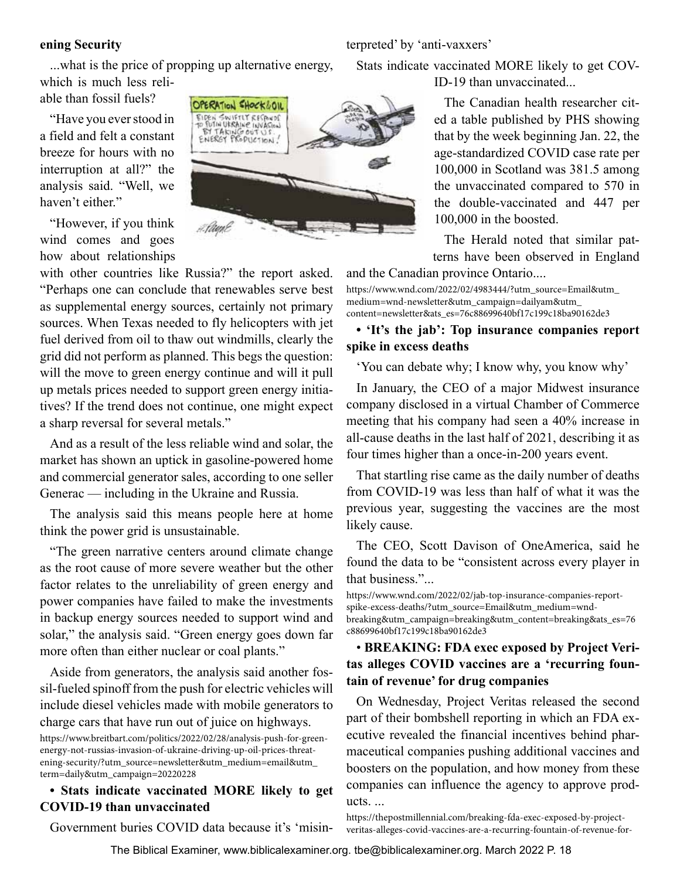**ening Security**

...what is the price of propping up alternative energy, which is much less reliable than fossil fuels?

"Have you ever stood in a field and felt a constant breeze for hours with no interruption at all?" the analysis said. "Well, we haven't either."

"However, if you think wind comes and goes how about relationships with other countries like Russia?" the report asked. "Perhaps one can conclude that renewables serve best as supplemental energy sources, certainly not primary sources. When Texas needed to fly helicopters with jet fuel derived from oil to thaw out windmills, clearly the grid did not perform as planned. This begs the question: will the move to green energy continue and will it pull up metals prices needed to support green energy initiatives? If the trend does not continue, one might expect a sharp reversal for several metals."

And as a result of the less reliable wind and solar, the market has shown an uptick in gasoline-powered home and commercial generator sales, according to one seller Generac — including in the Ukraine and Russia.

The analysis said this means people here at home think the power grid is unsustainable.

"The green narrative centers around climate change as the root cause of more severe weather but the other factor relates to the unreliability of green energy and power companies have failed to make the investments in backup energy sources needed to support wind and solar," the analysis said. "Green energy goes down far more often than either nuclear or coal plants."

Aside from generators, the analysis said another fossil-fueled spinoff from the push for electric vehicles will include diesel vehicles made with mobile generators to charge cars that have run out of juice on highways.

https://www.breitbart.com/politics/2022/02/28/analysis-push-for-green-energy-not-russias-invasion-of-ukraine-driving-up-oil-prices-threatening-security/?utm_source=newsletter&utm_medium=email&utm_term=daily&utm_campaign=20220228

**• Stats indicate vaccinated MORE likely to get COVID-19 than unvaccinated**

Government buries COVID data because it's 'misinterpreted' by 'anti-vaxxers'

Stats indicate vaccinated MORE likely to get COVID-19 than unvaccinated...

The Canadian health researcher cited a table published by PHS showing that by the week beginning Jan. 22, the age-standardized COVID case rate per 100,000 in Scotland was 381.5 among the unvaccinated compared to 570 in the double-vaccinated and 447 per 100,000 in the boosted.

The Herald noted that similar patterns have been observed in England and the Canadian province Ontario....

https://www.wnd.com/2022/02/4983444/?utm_source=Email&utm_medium=wnd-newsletter&utm_campaign=dailyam&utm_content=newsletter&ats_es=76c88699640bf17c199c18ba90162de3

**• 'It's the jab': Top insurance companies report spike in excess deaths**

'You can debate why; I know why, you know why'

In January, the CEO of a major Midwest insurance company disclosed in a virtual Chamber of Commerce meeting that his company had seen a 40% increase in all-cause deaths in the last half of 2021, describing it as four times higher than a once-in-200 years event.

That startling rise came as the daily number of deaths from COVID-19 was less than half of what it was the previous year, suggesting the vaccines are the most likely cause.

The CEO, Scott Davison of OneAmerica, said he found the data to be "consistent across every player in that business."...

https://www.wnd.com/2022/02/jab-top-insurance-companies-report-spike-excess-deaths/?utm_source=Email&utm_medium=wnd-breaking&utm_campaign=breaking&utm_content=breaking&ats_es=76c88699640bf17c199c18ba90162de3

**• BREAKING: FDA exec exposed by Project Veritas alleges COVID vaccines are a 'recurring fountain of revenue' for drug companies**

On Wednesday, Project Veritas released the second part of their bombshell reporting in which an FDA executive revealed the financial incentives behind pharmaceutical companies pushing additional vaccines and boosters on the population, and how money from these companies can influence the agency to approve products. ...

https://thepostmillennial.com/breaking-fda-exec-exposed-by-project-veritas-alleges-covid-vaccines-are-a-recurring-fountain-of-revenue-for-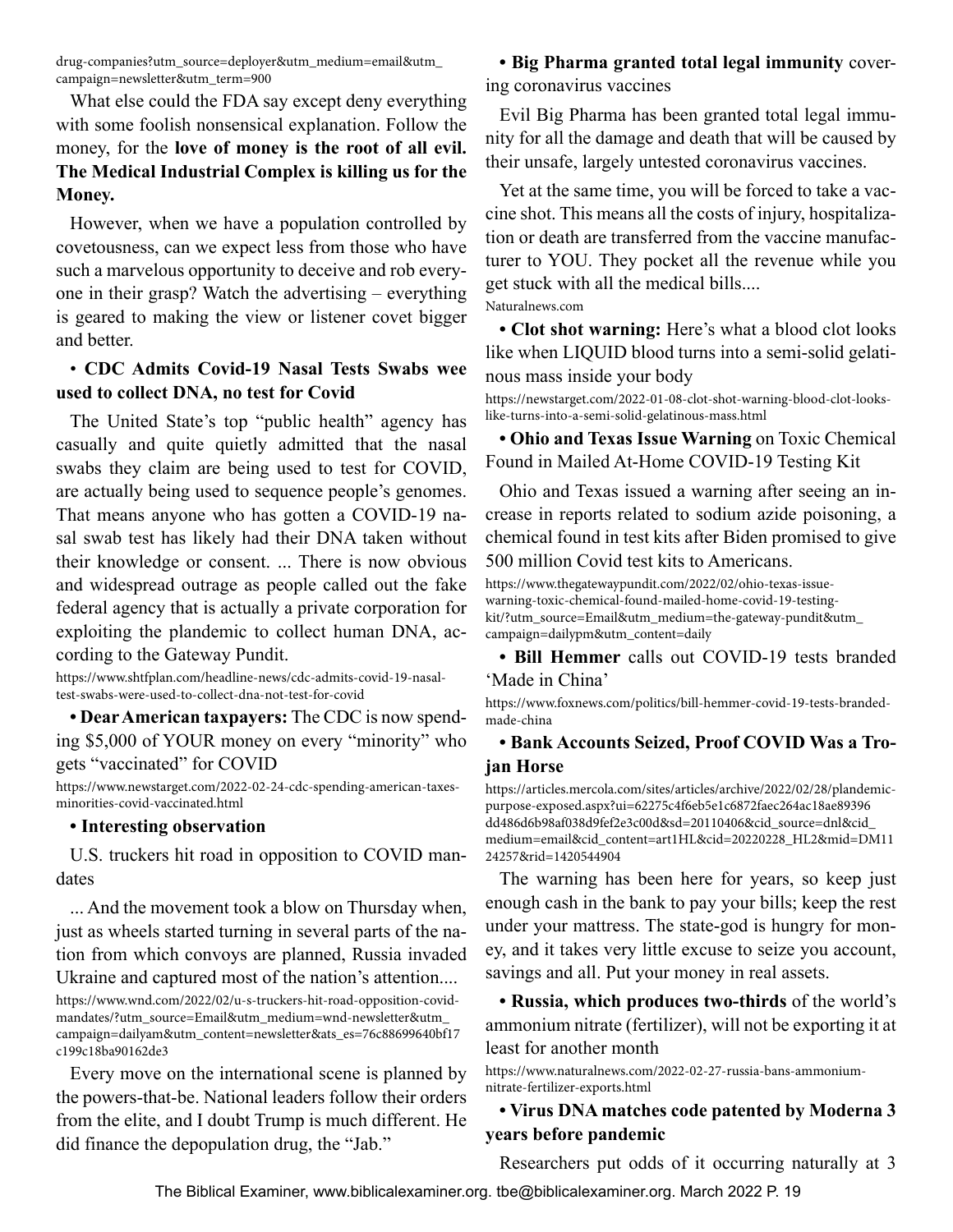drug-companies?utm_source=deployer&utm_medium=email&utm_campaign=newsletter&utm_term=900

What else could the FDA say except deny everything with some foolish nonsensical explanation. Follow the money, for the **love of money is the root of all evil. The Medical Industrial Complex is killing us for the Money.**

However, when we have a population controlled by covetousness, can we expect less from those who have such a marvelous opportunity to deceive and rob everyone in their grasp? Watch the advertising – everything is geared to making the view or listener covet bigger and better.

• **CDC Admits Covid-19 Nasal Tests Swabs wee used to collect DNA, no test for Covid**

The United State's top "public health" agency has casually and quite quietly admitted that the nasal swabs they claim are being used to test for COVID, are actually being used to sequence people's genomes. That means anyone who has gotten a COVID-19 nasal swab test has likely had their DNA taken without their knowledge or consent. ... There is now obvious and widespread outrage as people called out the fake federal agency that is actually a private corporation for exploiting the plandemic to collect human DNA, according to the Gateway Pundit.

https://www.shtfplan.com/headline-news/cdc-admits-covid-19-nasal-test-swabs-were-used-to-collect-dna-not-test-for-covid

**• Dear American taxpayers:** The CDC is now spending $5,000 of YOUR money on every "minority" who gets "vaccinated" for COVID

https://www.newstarget.com/2022-02-24-cdc-spending-american-taxes-minorities-covid-vaccinated.html

**• Interesting observation**

U.S. truckers hit road in opposition to COVID mandates

... And the movement took a blow on Thursday when, just as wheels started turning in several parts of the nation from which convoys are planned, Russia invaded Ukraine and captured most of the nation's attention....

https://www.wnd.com/2022/02/u-s-truckers-hit-road-opposition-covid-mandates/?utm_source=Email&utm_medium=wnd-newsletter&utm_campaign=dailyam&utm_content=newsletter&ats_es=76c88699640bf17c199c18ba90162de3

Every move on the international scene is planned by the powers-that-be. National leaders follow their orders from the elite, and I doubt Trump is much different. He did finance the depopulation drug, the "Jab."

**• Big Pharma granted total legal immunity** covering coronavirus vaccines

Evil Big Pharma has been granted total legal immunity for all the damage and death that will be caused by their unsafe, largely untested coronavirus vaccines.

Yet at the same time, you will be forced to take a vaccine shot. This means all the costs of injury, hospitalization or death are transferred from the vaccine manufacturer to YOU. They pocket all the revenue while you get stuck with all the medical bills....

Naturalnews.com

**• Clot shot warning:** Here's what a blood clot looks like when LIQUID blood turns into a semi-solid gelatinous mass inside your body

https://newstarget.com/2022-01-08-clot-shot-warning-blood-clot-looks-like-turns-into-a-semi-solid-gelatinous-mass.html

**• Ohio and Texas Issue Warning** on Toxic Chemical Found in Mailed At-Home COVID-19 Testing Kit

Ohio and Texas issued a warning after seeing an increase in reports related to sodium azide poisoning, a chemical found in test kits after Biden promised to give 500 million Covid test kits to Americans.

https://www.thegatewaypundit.com/2022/02/ohio-texas-issue-warning-toxic-chemical-found-mailed-home-covid-19-testing-kit/?utm_source=Email&utm_medium=the-gateway-pundit&utm_campaign=dailypm&utm_content=daily

**• Bill Hemmer** calls out COVID-19 tests branded 'Made in China'

https://www.foxnews.com/politics/bill-hemmer-covid-19-tests-branded-made-china

**• Bank Accounts Seized, Proof COVID Was a Trojan Horse**

https://articles.mercola.com/sites/articles/archive/2022/02/28/plandemic-purpose-exposed.aspx?ui=62275c4f6eb5e1c6872faec264ac18ae89396dd486d6b98af038d9fef2e3c00d&sd=20110406&cid_source=dnl&cid_medium=email&cid_content=art1HL&cid=20220228_HL2&mid=DM1124257&rid=1420544904

The warning has been here for years, so keep just enough cash in the bank to pay your bills; keep the rest under your mattress. The state-god is hungry for money, and it takes very little excuse to seize you account, savings and all. Put your money in real assets.

**• Russia, which produces two-thirds** of the world's ammonium nitrate (fertilizer), will not be exporting it at least for another month

https://www.naturalnews.com/2022-02-27-russia-bans-ammonium-nitrate-fertilizer-exports.html

**• Virus DNA matches code patented by Moderna 3 years before pandemic**

Researchers put odds of it occurring naturally at 3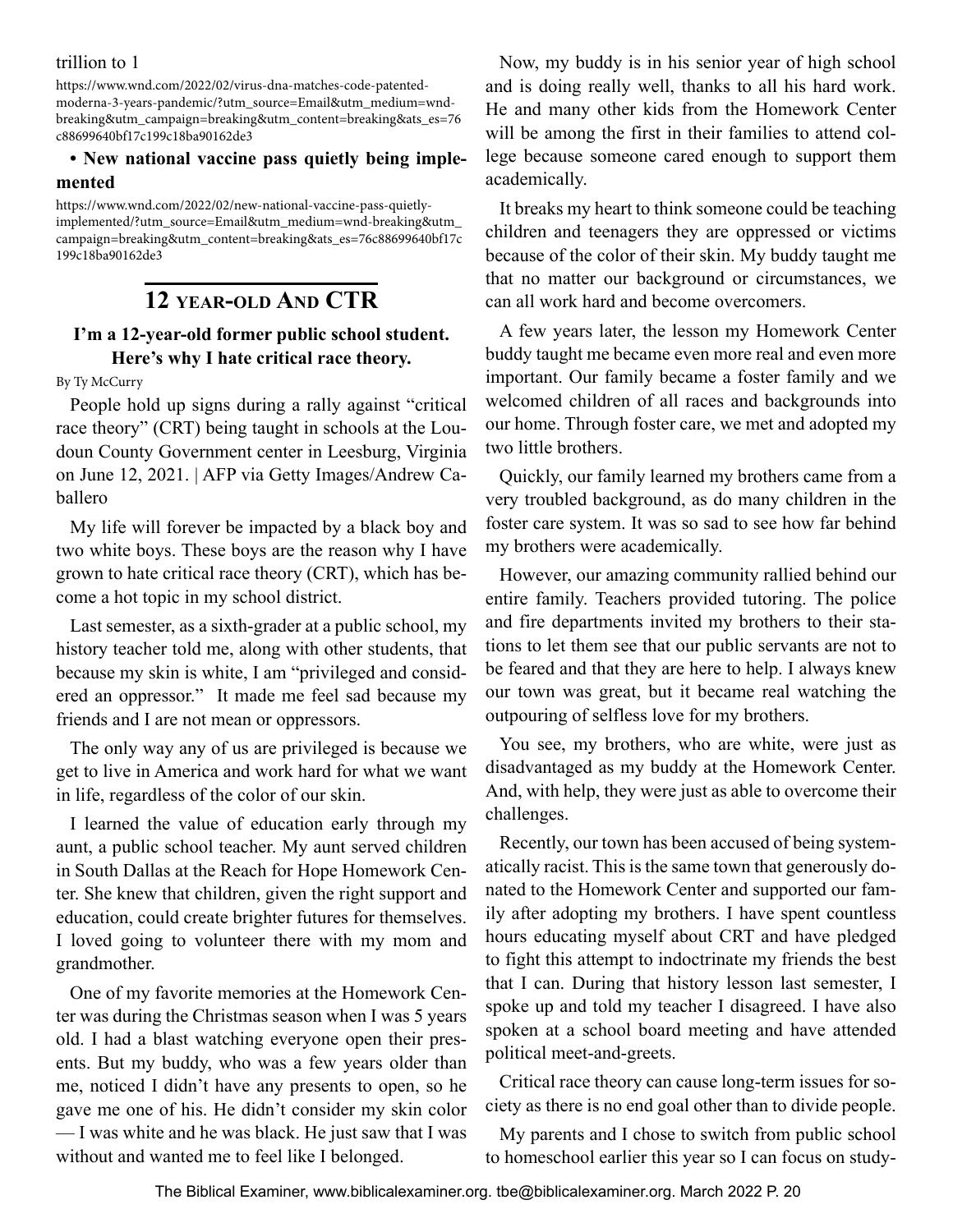trillion to 1

https://www.wnd.com/2022/02/virus-dna-matches-code-patented-moderna-3-years-pandemic/?utm_source=Email&utm_medium=wnd-breaking&utm_campaign=breaking&utm_content=breaking&ats_es=76c88699640bf17c199c18ba90162de3

- **New national vaccine pass quietly being implemented**

https://www.wnd.com/2022/02/new-national-vaccine-pass-quietly-implemented/?utm_source=Email&utm_medium=wnd-breaking&utm_campaign=breaking&utm_content=breaking&ats_es=76c88699640bf17c199c18ba90162de3

## 12 year-old And CTR

### I'm a 12-year-old former public school student. Here's why I hate critical race theory.

By Ty McCurry

People hold up signs during a rally against "critical race theory" (CRT) being taught in schools at the Loudoun County Government center in Leesburg, Virginia on June 12, 2021. | AFP via Getty Images/Andrew Caballero

My life will forever be impacted by a black boy and two white boys. These boys are the reason why I have grown to hate critical race theory (CRT), which has become a hot topic in my school district.

Last semester, as a sixth-grader at a public school, my history teacher told me, along with other students, that because my skin is white, I am "privileged and considered an oppressor." It made me feel sad because my friends and I are not mean or oppressors.

The only way any of us are privileged is because we get to live in America and work hard for what we want in life, regardless of the color of our skin.

I learned the value of education early through my aunt, a public school teacher. My aunt served children in South Dallas at the Reach for Hope Homework Center. She knew that children, given the right support and education, could create brighter futures for themselves. I loved going to volunteer there with my mom and grandmother.

One of my favorite memories at the Homework Center was during the Christmas season when I was 5 years old. I had a blast watching everyone open their presents. But my buddy, who was a few years older than me, noticed I didn't have any presents to open, so he gave me one of his. He didn't consider my skin color — I was white and he was black. He just saw that I was without and wanted me to feel like I belonged.

Now, my buddy is in his senior year of high school and is doing really well, thanks to all his hard work. He and many other kids from the Homework Center will be among the first in their families to attend college because someone cared enough to support them academically.

It breaks my heart to think someone could be teaching children and teenagers they are oppressed or victims because of the color of their skin. My buddy taught me that no matter our background or circumstances, we can all work hard and become overcomers.

A few years later, the lesson my Homework Center buddy taught me became even more real and even more important. Our family became a foster family and we welcomed children of all races and backgrounds into our home. Through foster care, we met and adopted my two little brothers.

Quickly, our family learned my brothers came from a very troubled background, as do many children in the foster care system. It was so sad to see how far behind my brothers were academically.

However, our amazing community rallied behind our entire family. Teachers provided tutoring. The police and fire departments invited my brothers to their stations to let them see that our public servants are not to be feared and that they are here to help. I always knew our town was great, but it became real watching the outpouring of selfless love for my brothers.

You see, my brothers, who are white, were just as disadvantaged as my buddy at the Homework Center. And, with help, they were just as able to overcome their challenges.

Recently, our town has been accused of being systematically racist. This is the same town that generously donated to the Homework Center and supported our family after adopting my brothers. I have spent countless hours educating myself about CRT and have pledged to fight this attempt to indoctrinate my friends the best that I can. During that history lesson last semester, I spoke up and told my teacher I disagreed. I have also spoken at a school board meeting and have attended political meet-and-greets.

Critical race theory can cause long-term issues for society as there is no end goal other than to divide people.

My parents and I chose to switch from public school to homeschool earlier this year so I can focus on study-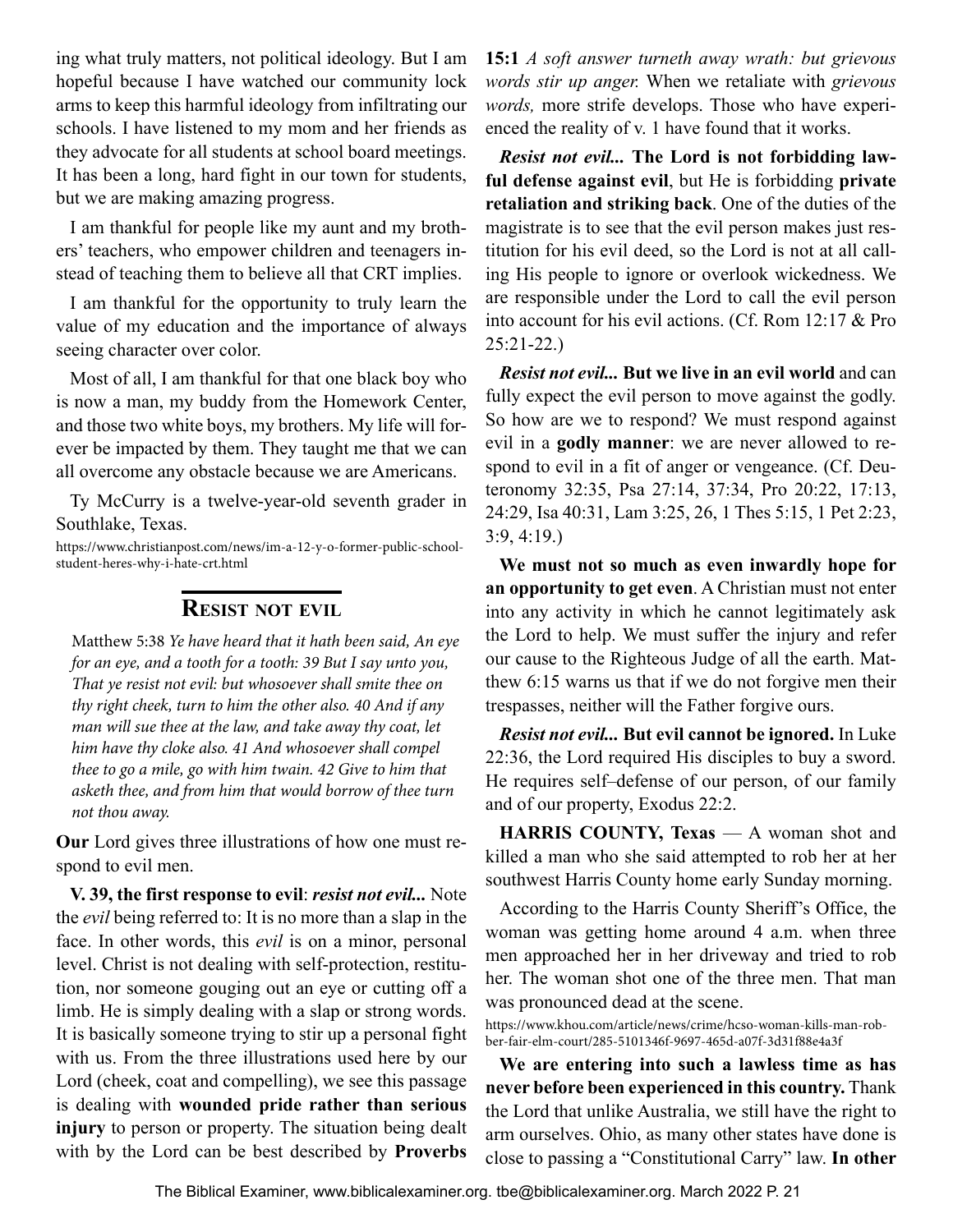ing what truly matters, not political ideology. But I am hopeful because I have watched our community lock arms to keep this harmful ideology from infiltrating our schools. I have listened to my mom and her friends as they advocate for all students at school board meetings. It has been a long, hard fight in our town for students, but we are making amazing progress.

I am thankful for people like my aunt and my brothers' teachers, who empower children and teenagers instead of teaching them to believe all that CRT implies.

I am thankful for the opportunity to truly learn the value of my education and the importance of always seeing character over color.

Most of all, I am thankful for that one black boy who is now a man, my buddy from the Homework Center, and those two white boys, my brothers. My life will forever be impacted by them. They taught me that we can all overcome any obstacle because we are Americans.

Ty McCurry is a twelve-year-old seventh grader in Southlake, Texas.

https://www.christianpost.com/news/im-a-12-y-o-former-public-school-student-heres-why-i-hate-crt.html

## Resist not evil

Matthew 5:38 *Ye have heard that it hath been said, An eye for an eye, and a tooth for a tooth: 39 But I say unto you, That ye resist not evil: but whosoever shall smite thee on thy right cheek, turn to him the other also. 40 And if any man will sue thee at the law, and take away thy coat, let him have thy cloke also. 41 And whosoever shall compel thee to go a mile, go with him twain. 42 Give to him that asketh thee, and from him that would borrow of thee turn not thou away.*

**Our** Lord gives three illustrations of how one must respond to evil men.

**V. 39, the first response to evil**: ***resist not evil...*** Note the *evil* being referred to: It is no more than a slap in the face. In other words, this *evil* is on a minor, personal level. Christ is not dealing with self-protection, restitution, nor someone gouging out an eye or cutting off a limb. He is simply dealing with a slap or strong words. It is basically someone trying to stir up a personal fight with us. From the three illustrations used here by our Lord (cheek, coat and compelling), we see this passage is dealing with **wounded pride rather than serious injury** to person or property. The situation being dealt with by the Lord can be best described by **Proverbs 15:1** *A soft answer turneth away wrath: but grievous words stir up anger.* When we retaliate with *grievous words,* more strife develops. Those who have experienced the reality of v. 1 have found that it works.

***Resist not evil...*** **The Lord is not forbidding lawful defense against evil**, but He is forbidding **private retaliation and striking back**. One of the duties of the magistrate is to see that the evil person makes just restitution for his evil deed, so the Lord is not at all calling His people to ignore or overlook wickedness. We are responsible under the Lord to call the evil person into account for his evil actions. (Cf. Rom 12:17 & Pro 25:21-22.)

***Resist not evil...*** **But we live in an evil world** and can fully expect the evil person to move against the godly. So how are we to respond? We must respond against evil in a **godly manner**: we are never allowed to respond to evil in a fit of anger or vengeance. (Cf. Deuteronomy 32:35, Psa 27:14, 37:34, Pro 20:22, 17:13, 24:29, Isa 40:31, Lam 3:25, 26, 1 Thes 5:15, 1 Pet 2:23, 3:9, 4:19.)

**We must not so much as even inwardly hope for an opportunity to get even**. A Christian must not enter into any activity in which he cannot legitimately ask the Lord to help. We must suffer the injury and refer our cause to the Righteous Judge of all the earth. Matthew 6:15 warns us that if we do not forgive men their trespasses, neither will the Father forgive ours.

***Resist not evil...*** **But evil cannot be ignored.** In Luke 22:36, the Lord required His disciples to buy a sword. He requires self–defense of our person, of our family and of our property, Exodus 22:2.

**HARRIS COUNTY, Texas** — A woman shot and killed a man who she said attempted to rob her at her southwest Harris County home early Sunday morning.

According to the Harris County Sheriff's Office, the woman was getting home around 4 a.m. when three men approached her in her driveway and tried to rob her. The woman shot one of the three men. That man was pronounced dead at the scene.

https://www.khou.com/article/news/crime/hcso-woman-kills-man-robber-fair-elm-court/285-5101346f-9697-465d-a07f-3d31f88e4a3f

**We are entering into such a lawless time as has never before been experienced in this country.** Thank the Lord that unlike Australia, we still have the right to arm ourselves. Ohio, as many other states have done is close to passing a "Constitutional Carry" law. **In other**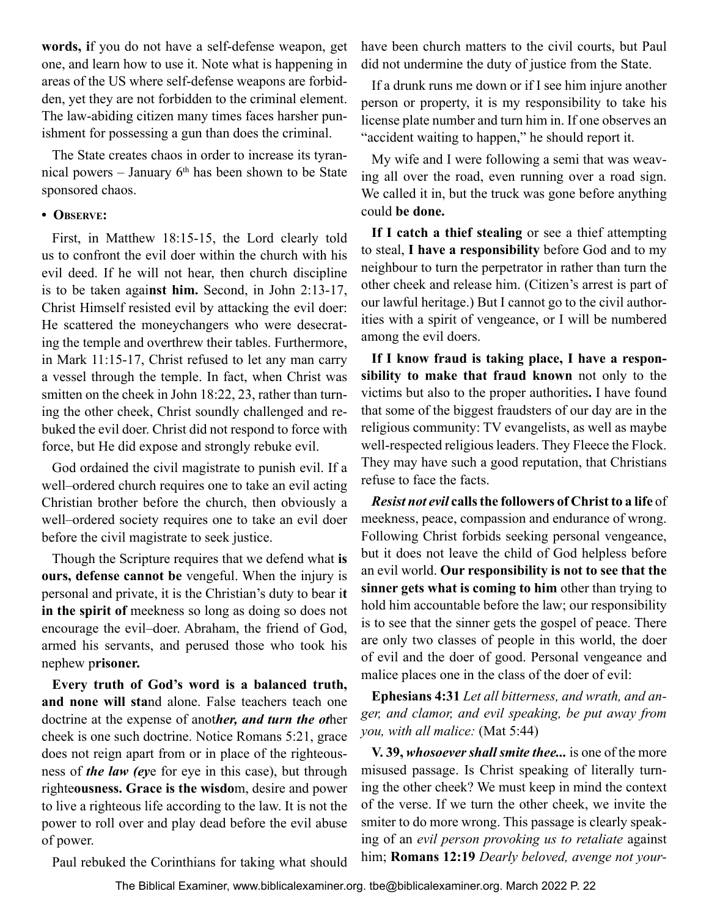**words, i**f you do not have a self-defense weapon, get one, and learn how to use it. Note what is happening in areas of the US where self-defense weapons are forbidden, yet they are not forbidden to the criminal element. The law-abiding citizen many times faces harsher punishment for possessing a gun than does the criminal.

The State creates chaos in order to increase its tyrannical powers – January 6th has been shown to be State sponsored chaos.

• **Observe:**

First, in Matthew 18:15-15, the Lord clearly told us to confront the evil doer within the church with his evil deed. If he will not hear, then church discipline is to be taken agai**nst him.** Second, in John 2:13-17, Christ Himself resisted evil by attacking the evil doer: He scattered the moneychangers who were desecrating the temple and overthrew their tables. Furthermore, in Mark 11:15-17, Christ refused to let any man carry a vessel through the temple. In fact, when Christ was smitten on the cheek in John 18:22, 23, rather than turning the other cheek, Christ soundly challenged and rebuked the evil doer. Christ did not respond to force with force, but He did expose and strongly rebuke evil.

God ordained the civil magistrate to punish evil. If a well–ordered church requires one to take an evil acting Christian brother before the church, then obviously a well–ordered society requires one to take an evil doer before the civil magistrate to seek justice.

Though the Scripture requires that we defend what **is ours, defense cannot be** vengeful. When the injury is personal and private, it is the Christian's duty to bear i**t in the spirit of** meekness so long as doing so does not encourage the evil–doer. Abraham, the friend of God, armed his servants, and perused those who took his nephew p**risoner.**

**Every truth of God's word is a balanced truth, and none will sta**nd alone. False teachers teach one doctrine at the expense of anot***her, and turn the ot***her cheek is one such doctrine. Notice Romans 5:21, grace does not reign apart from or in place of the righteousness of ***the law (ey***e for eye in this case), but through right**eousness. Grace is the wisdo**m, desire and power to live a righteous life according to the law. It is not the power to roll over and play dead before the evil abuse of power.

Paul rebuked the Corinthians for taking what should have been church matters to the civil courts, but Paul did not undermine the duty of justice from the State.

If a drunk runs me down or if I see him injure another person or property, it is my responsibility to take his license plate number and turn him in. If one observes an "accident waiting to happen," he should report it.

My wife and I were following a semi that was weaving all over the road, even running over a road sign. We called it in, but the truck was gone before anything could **be done.**

**If I catch a thief stealing** or see a thief attempting to steal, **I have a responsibility** before God and to my neighbour to turn the perpetrator in rather than turn the other cheek and release him. (Citizen's arrest is part of our lawful heritage.) But I cannot go to the civil authorities with a spirit of vengeance, or I will be numbered among the evil doers.

**If I know fraud is taking place, I have a responsibility to make that fraud known** not only to the victims but also to the proper authorities**.** I have found that some of the biggest fraudsters of our day are in the religious community: TV evangelists, as well as maybe well-respected religious leaders. They Fleece the Flock. They may have such a good reputation, that Christians refuse to face the facts.

***Resist not evil*** **calls the followers of Christ to a life** of meekness, peace, compassion and endurance of wrong. Following Christ forbids seeking personal vengeance, but it does not leave the child of God helpless before an evil world. **Our responsibility is not to see that the sinner gets what is coming to him** other than trying to hold him accountable before the law; our responsibility is to see that the sinner gets the gospel of peace. There are only two classes of people in this world, the doer of evil and the doer of good. Personal vengeance and malice places one in the class of the doer of evil:

**Ephesians 4:31** *Let all bitterness, and wrath, and anger, and clamor, and evil speaking, be put away from you, with all malice:* (Mat 5:44)

**V. 39,** ***whosoever shall smite thee...*** is one of the more misused passage. Is Christ speaking of literally turning the other cheek? We must keep in mind the context of the verse. If we turn the other cheek, we invite the smiter to do more wrong. This passage is clearly speaking of an *evil person provoking us to retaliate* against him; **Romans 12:19** *Dearly beloved, avenge not your-*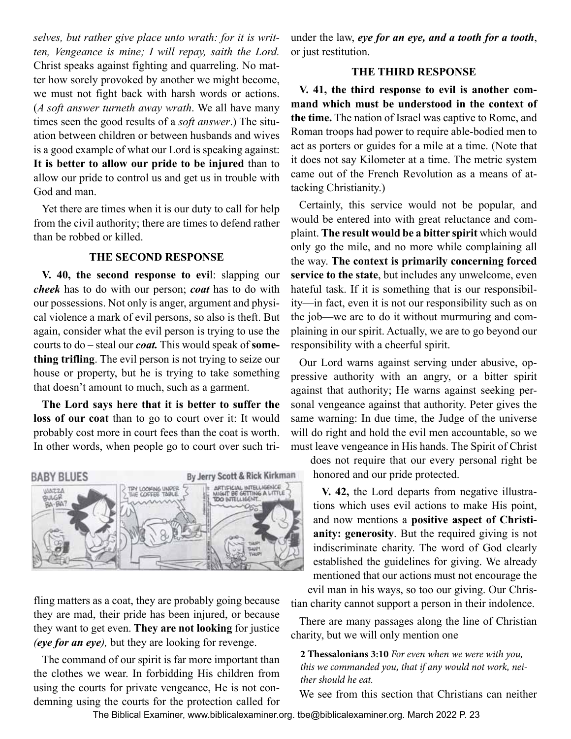*selves, but rather give place unto wrath: for it is written, Vengeance is mine; I will repay, saith the Lord.* Christ speaks against fighting and quarreling. No matter how sorely provoked by another we might become, we must not fight back with harsh words or actions. (*A soft answer turneth away wrath*. We all have many times seen the good results of a *soft answer*.) The situation between children or between husbands and wives is a good example of what our Lord is speaking against: **It is better to allow our pride to be injured** than to allow our pride to control us and get us in trouble with God and man.

Yet there are times when it is our duty to call for help from the civil authority; there are times to defend rather than be robbed or killed.

### THE SECOND RESPONSE

**V. 40, the second response to evi**l: slapping our ***cheek*** has to do with our person; ***coat*** has to do with our possessions. Not only is anger, argument and physical violence a mark of evil persons, so also is theft. But again, consider what the evil person is trying to use the courts to do – steal our ***coat.*** This would speak of **something trifling**. The evil person is not trying to seize our house or property, but he is trying to take something that doesn't amount to much, such as a garment.

**The Lord says here that it is better to suffer the loss of our coat** than to go to court over it: It would probably cost more in court fees than the coat is worth. In other words, when people go to court over such trifling matters as a coat, they are probably going because they are mad, their pride has been injured, or because they want to get even. **They are not looking** for justice ***(eye for an eye),*** but they are looking for revenge.

The command of our spirit is far more important than the clothes we wear. In forbidding His children from using the courts for private vengeance, He is not condemning using the courts for the protection called for under the law, ***eye for an eye, and a tooth for a tooth***, or just restitution.

### THE THIRD RESPONSE

**V. 41, the third response to evil is another command which must be understood in the context of the time.** The nation of Israel was captive to Rome, and Roman troops had power to require able-bodied men to act as porters or guides for a mile at a time. (Note that it does not say Kilometer at a time. The metric system came out of the French Revolution as a means of attacking Christianity.)

Certainly, this service would not be popular, and would be entered into with great reluctance and complaint. **The result would be a bitter spirit** which would only go the mile, and no more while complaining all the way. **The context is primarily concerning forced service to the state**, but includes any unwelcome, even hateful task. If it is something that is our responsibility—in fact, even it is not our responsibility such as on the job—we are to do it without murmuring and complaining in our spirit. Actually, we are to go beyond our responsibility with a cheerful spirit.

Our Lord warns against serving under abusive, oppressive authority with an angry, or a bitter spirit against that authority; He warns against seeking personal vengeance against that authority. Peter gives the same warning: In due time, the Judge of the universe will do right and hold the evil men accountable, so we must leave vengeance in His hands. The Spirit of Christ does not require that our every personal right be honored and our pride protected.

**V. 42,** the Lord departs from negative illustrations which uses evil actions to make His point, and now mentions a **positive aspect of Christianity: generosity**. But the required giving is not indiscriminate charity. The word of God clearly established the guidelines for giving. We already mentioned that our actions must not encourage the evil man in his ways, so too our giving. Our Christian charity cannot support a person in their indolence.

There are many passages along the line of Christian charity, but we will only mention one

**2 Thessalonians 3:10** *For even when we were with you, this we commanded you, that if any would not work, neither should he eat.*

We see from this section that Christians can neither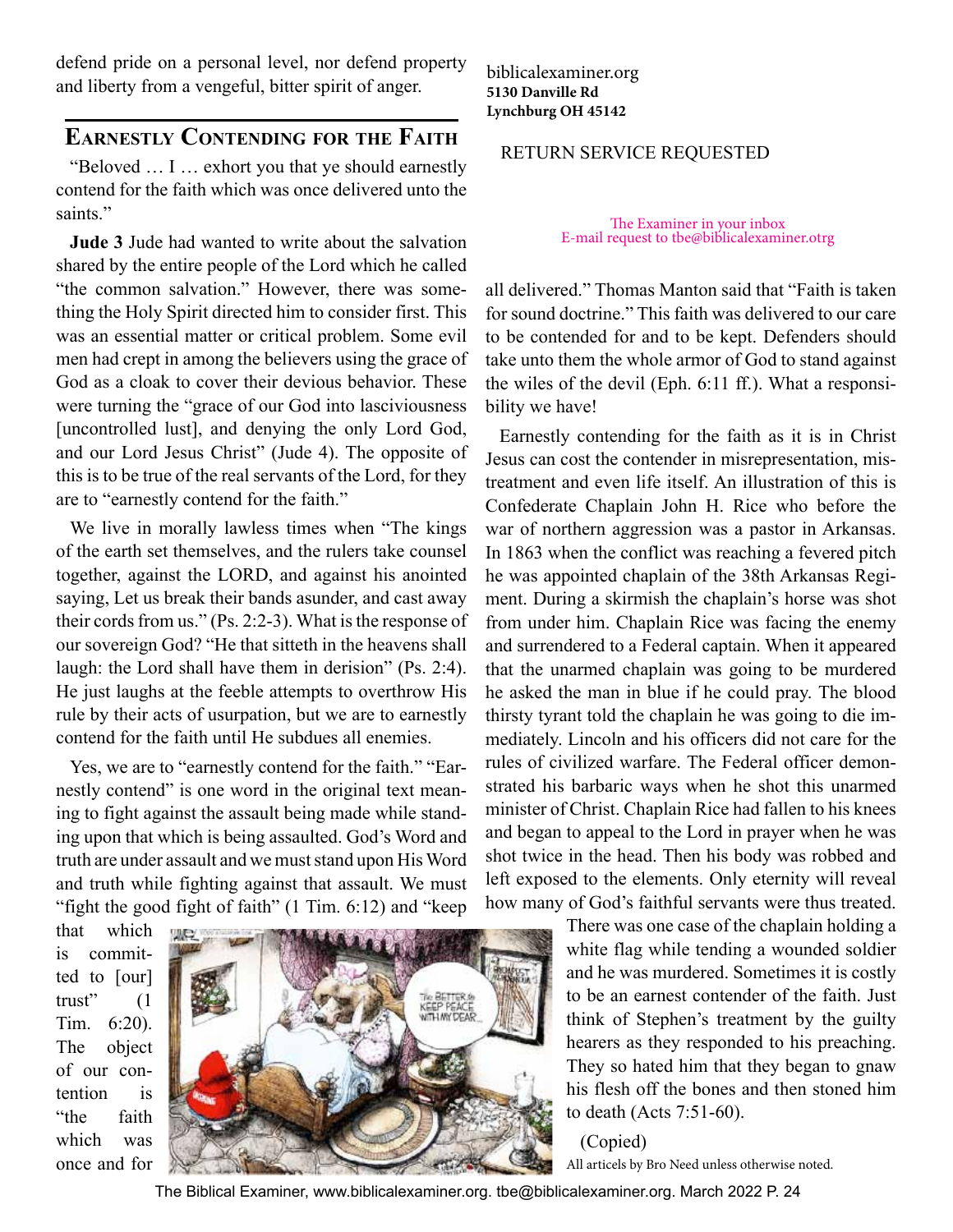defend pride on a personal level, nor defend property and liberty from a vengeful, bitter spirit of anger.

## Earnestly Contending for the Faith

"Beloved … I … exhort you that ye should earnestly contend for the faith which was once delivered unto the saints."

**Jude 3** Jude had wanted to write about the salvation shared by the entire people of the Lord which he called "the common salvation." However, there was something the Holy Spirit directed him to consider first. This was an essential matter or critical problem. Some evil men had crept in among the believers using the grace of God as a cloak to cover their devious behavior. These were turning the "grace of our God into lasciviousness [uncontrolled lust], and denying the only Lord God, and our Lord Jesus Christ" (Jude 4). The opposite of this is to be true of the real servants of the Lord, for they are to "earnestly contend for the faith."

We live in morally lawless times when "The kings of the earth set themselves, and the rulers take counsel together, against the LORD, and against his anointed saying, Let us break their bands asunder, and cast away their cords from us." (Ps. 2:2-3). What is the response of our sovereign God? "He that sitteth in the heavens shall laugh: the Lord shall have them in derision" (Ps. 2:4). He just laughs at the feeble attempts to overthrow His rule by their acts of usurpation, but we are to earnestly contend for the faith until He subdues all enemies.

Yes, we are to "earnestly contend for the faith." "Earnestly contend" is one word in the original text meaning to fight against the assault being made while standing upon that which is being assaulted. God's Word and truth are under assault and we must stand upon His Word and truth while fighting against that assault. We must "fight the good fight of faith" (1 Tim. 6:12) and "keep that which is committed to [our] trust" (1 Tim. 6:20). The object of our contention is "the faith which was once and for all delivered." Thomas Manton said that "Faith is taken for sound doctrine." This faith was delivered to our care to be contended for and to be kept. Defenders should take unto them the whole armor of God to stand against the wiles of the devil (Eph. 6:11 ff.). What a responsibility we have!

Earnestly contending for the faith as it is in Christ Jesus can cost the contender in misrepresentation, mistreatment and even life itself. An illustration of this is Confederate Chaplain John H. Rice who before the war of northern aggression was a pastor in Arkansas. In 1863 when the conflict was reaching a fevered pitch he was appointed chaplain of the 38th Arkansas Regiment. During a skirmish the chaplain's horse was shot from under him. Chaplain Rice was facing the enemy and surrendered to a Federal captain. When it appeared that the unarmed chaplain was going to be murdered he asked the man in blue if he could pray. The blood thirsty tyrant told the chaplain he was going to die immediately. Lincoln and his officers did not care for the rules of civilized warfare. The Federal officer demonstrated his barbaric ways when he shot this unarmed minister of Christ. Chaplain Rice had fallen to his knees and began to appeal to the Lord in prayer when he was shot twice in the head. Then his body was robbed and left exposed to the elements. Only eternity will reveal how many of God's faithful servants were thus treated. There was one case of the chaplain holding a white flag while tending a wounded soldier and he was murdered. Sometimes it is costly to be an earnest contender of the faith. Just think of Stephen's treatment by the guilty hearers as they responded to his preaching. They so hated him that they began to gnaw his flesh off the bones and then stoned him to death (Acts 7:51-60).

(Copied)

All articels by Bro Need unless otherwise noted.

biblicalexaminer.org
**5130 Danville Rd**
**Lynchburg OH 45142**

RETURN SERVICE REQUESTED

The Examiner in your inbox
E-mail request to tbe@biblicalexaminer.otrg

The Biblical Examiner, www.biblicalexaminer.org. tbe@biblicalexaminer.org. March 2022 P. 24